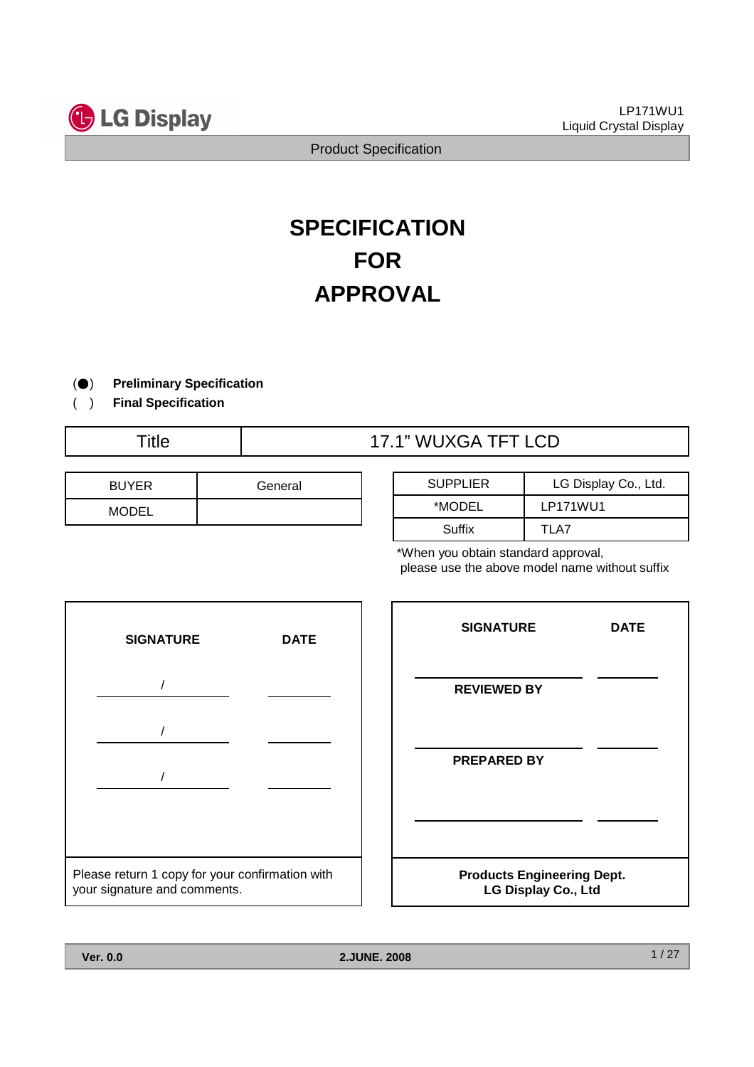# SPECIFICATION FOR APPROVAL

(●) **Preliminary Specification**
( ) **Final Specification**

| Title | 17.1" WUXGA TFT LCD |
|---|---|

| BUYER | General |
|---|---|
| MODEL | |

| SUPPLIER | LG Display Co., Ltd. |
|---|---|
| *MODEL | LP171WU1 |
| Suffix | TLA7 |

*When you obtain standard approval, please use the above model name without suffix

| SIGNATURE | DATE |
|---|---|
| / | |
| / | |
| / | |

Please return 1 copy for your confirmation with your signature and comments.

| SIGNATURE | DATE |
|---|---|
| | |
| **REVIEWED BY** | |
| | |
| **PREPARED BY** | |
| | |

**Products Engineering Dept.**
**LG Display Co., Ltd**

**Ver. 0.0** **2.JUNE. 2008**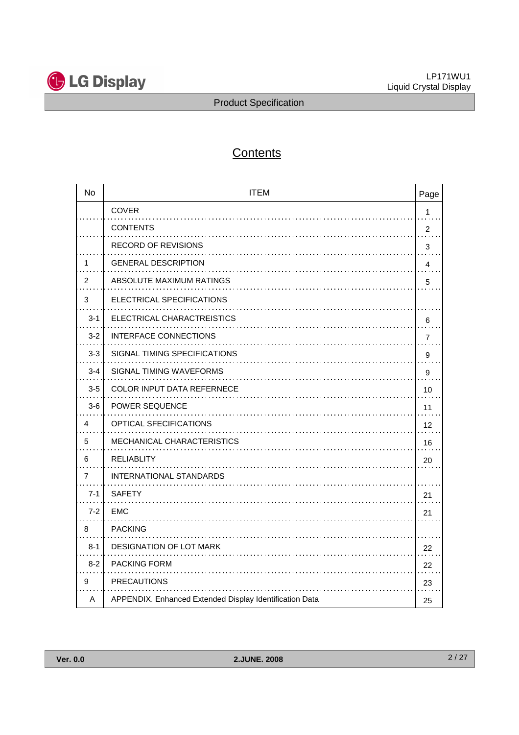# Contents

| No | ITEM | Page |
|---|---|---|
| | COVER | 1 |
| | CONTENTS | 2 |
| | RECORD OF REVISIONS | 3 |
| 1 | GENERAL DESCRIPTION | 4 |
| 2 | ABSOLUTE MAXIMUM RATINGS | 5 |
| 3 | ELECTRICAL SPECIFICATIONS | |
| 3-1 | ELECTRICAL CHARACTREISTICS | 6 |
| 3-2 | INTERFACE CONNECTIONS | 7 |
| 3-3 | SIGNAL TIMING SPECIFICATIONS | 9 |
| 3-4 | SIGNAL TIMING WAVEFORMS | 9 |
| 3-5 | COLOR INPUT DATA REFERNECE | 10 |
| 3-6 | POWER SEQUENCE | 11 |
| 4 | OPTICAL SFECIFICATIONS | 12 |
| 5 | MECHANICAL CHARACTERISTICS | 16 |
| 6 | RELIABLITY | 20 |
| 7 | INTERNATIONAL STANDARDS | |
| 7-1 | SAFETY | 21 |
| 7-2 | EMC | 21 |
| 8 | PACKING | |
| 8-1 | DESIGNATION OF LOT MARK | 22 |
| 8-2 | PACKING FORM | 22 |
| 9 | PRECAUTIONS | 23 |
| A | APPENDIX. Enhanced Extended Display Identification Data | 25 |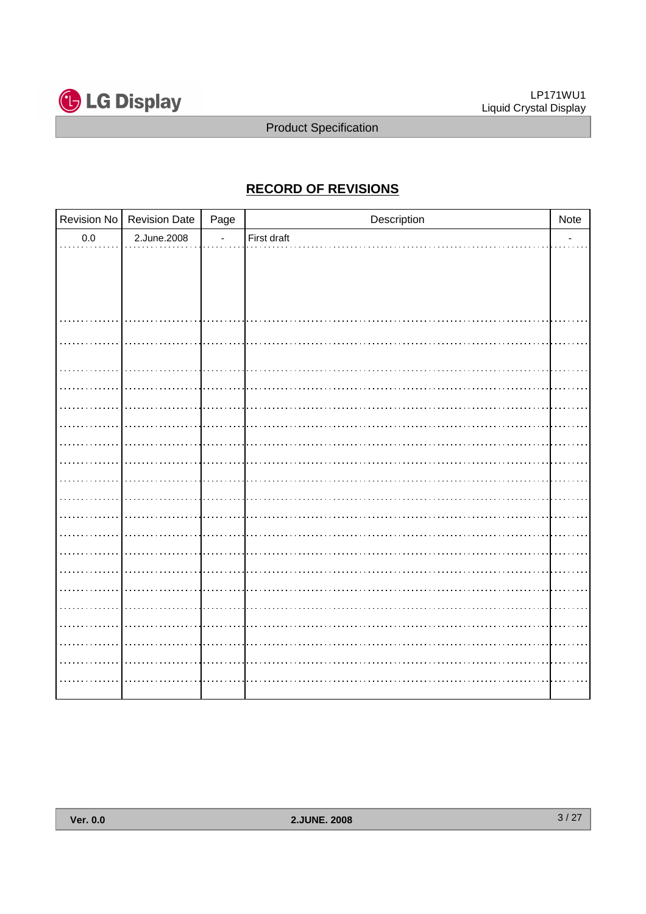## RECORD OF REVISIONS

| Revision No | Revision Date | Page | Description | Note |
|---|---|---|---|---|
| 0.0 | 2.June.2008 | - | First draft | - |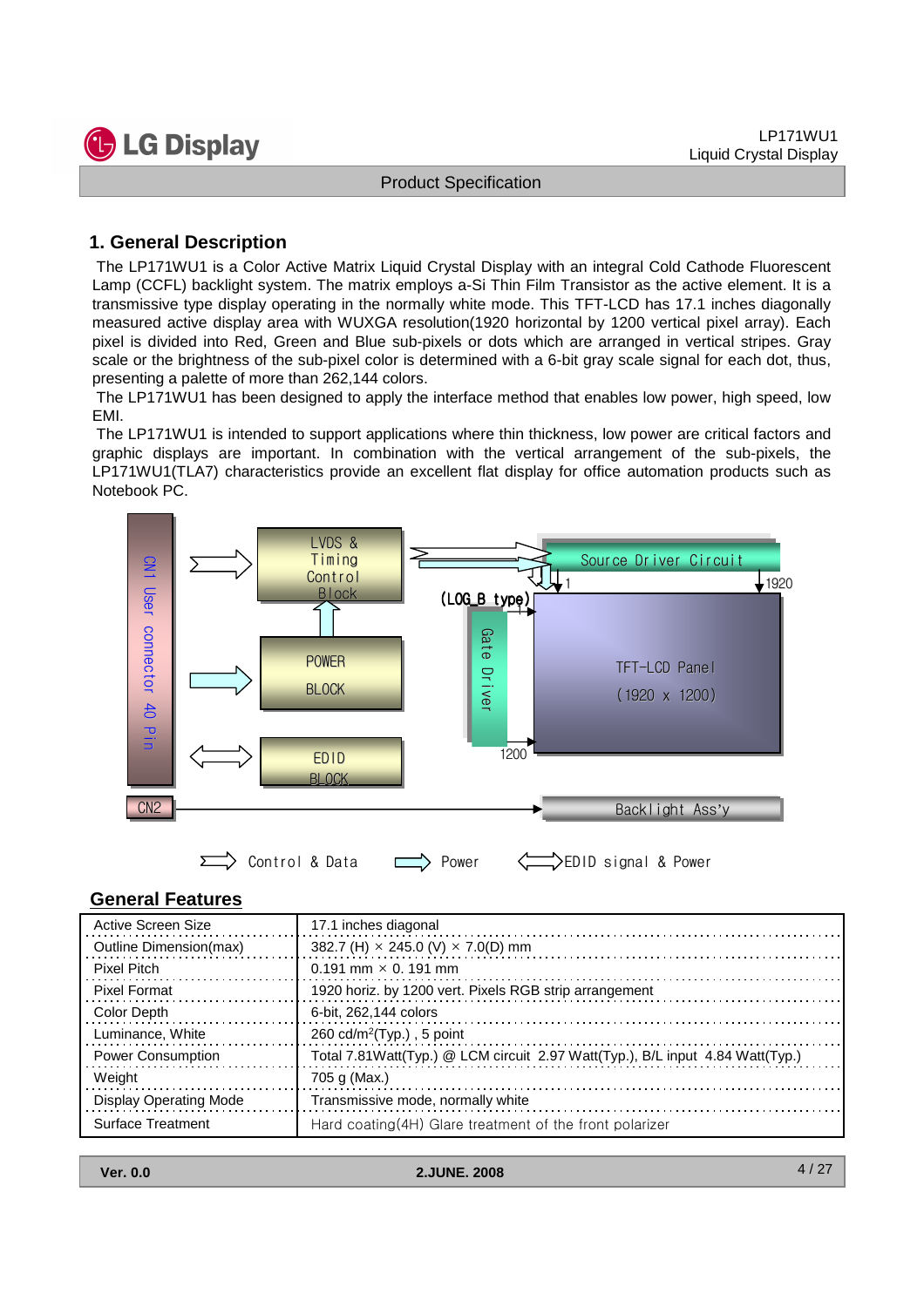## 1. General Description

The LP171WU1 is a Color Active Matrix Liquid Crystal Display with an integral Cold Cathode Fluorescent Lamp (CCFL) backlight system. The matrix employs a-Si Thin Film Transistor as the active element. It is a transmissive type display operating in the normally white mode. This TFT-LCD has 17.1 inches diagonally measured active display area with WUXGA resolution(1920 horizontal by 1200 vertical pixel array). Each pixel is divided into Red, Green and Blue sub-pixels or dots which are arranged in vertical stripes. Gray scale or the brightness of the sub-pixel color is determined with a 6-bit gray scale signal for each dot, thus, presenting a palette of more than 262,144 colors.

The LP171WU1 has been designed to apply the interface method that enables low power, high speed, low EMI.

The LP171WU1 is intended to support applications where thin thickness, low power are critical factors and graphic displays are important. In combination with the vertical arrangement of the sub-pixels, the LP171WU1(TLA7) characteristics provide an excellent flat display for office automation products such as Notebook PC.

CN1 User connector 40 Pin

LVDS & Timing Control Block

POWER BLOCK

EDID BLOCK

CN2

Source Driver Circuit

(LOG_B type)

Gate Driver

TFT-LCD Panel (1920 x 1200)

1 1920 1200

Backlight Ass'y

Control & Data Power EDID signal & Power

## General Features

| | |
|---|---|
| Active Screen Size | 17.1 inches diagonal |
| Outline Dimension(max) | 382.7 (H) × 245.0 (V) × 7.0(D) mm |
| Pixel Pitch | 0.191 mm × 0. 191 mm |
| Pixel Format | 1920 horiz. by 1200 vert. Pixels RGB strip arrangement |
| Color Depth | 6-bit, 262,144 colors |
| Luminance, White | 260 cd/m$^2$(Typ.) , 5 point |
| Power Consumption | Total 7.81Watt(Typ.) @ LCM circuit 2.97 Watt(Typ.), B/L input 4.84 Watt(Typ.) |
| Weight | 705 g (Max.) |
| Display Operating Mode | Transmissive mode, normally white |
| Surface Treatment | Hard coating(4H) Glare treatment of the front polarizer |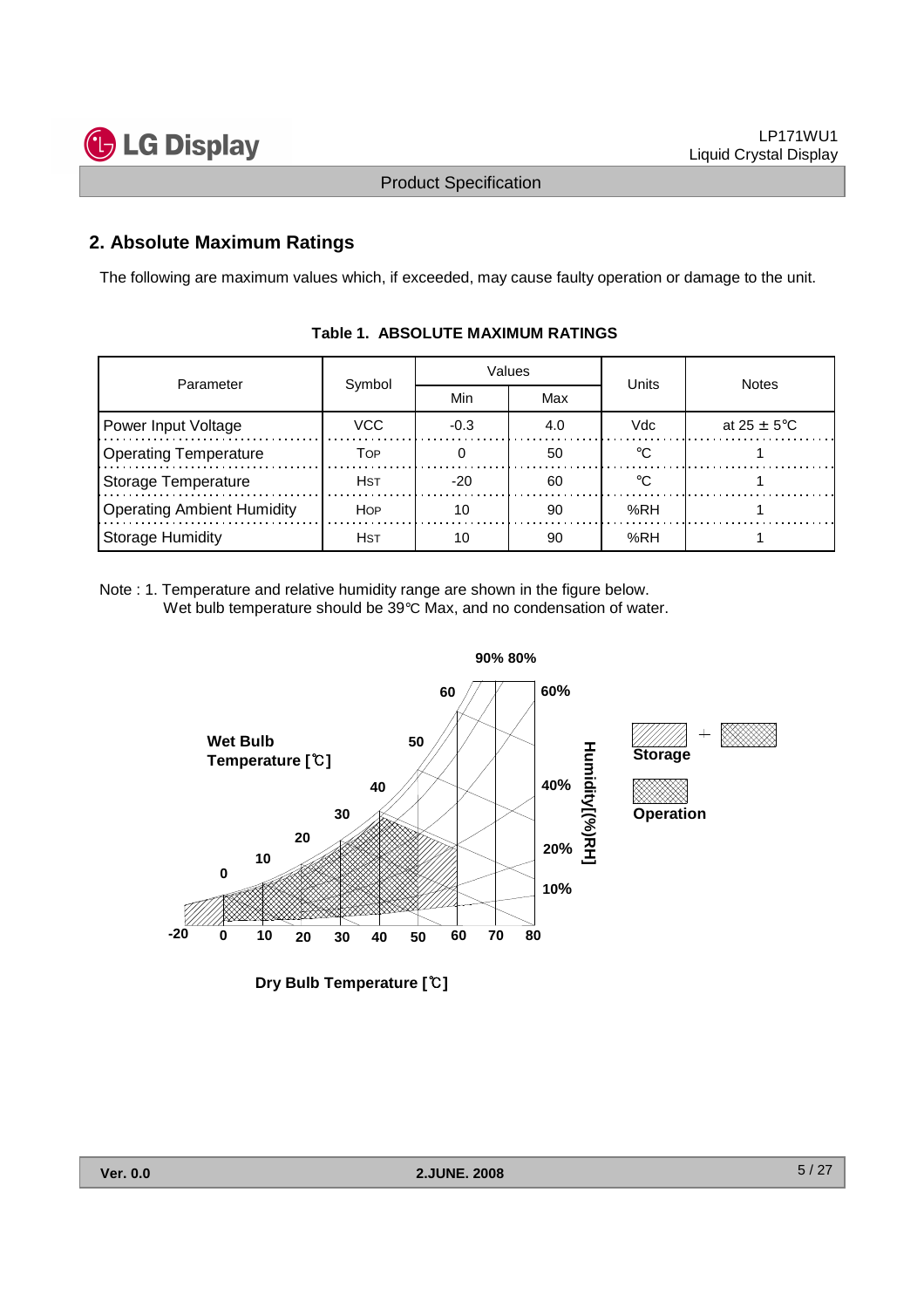## 2. Absolute Maximum Ratings

The following are maximum values which, if exceeded, may cause faulty operation or damage to the unit.

**Table 1. ABSOLUTE MAXIMUM RATINGS**

| Parameter | Symbol | Values | | Units | Notes |
|---|---|---|---|---|---|
| | | Min | Max | | |
| Power Input Voltage | VCC | -0.3 | 4.0 | Vdc | at 25 ± 5℃ |
| Operating Temperature | $T_{OP}$ | 0 | 50 | ℃ | 1 |
| Storage Temperature | $H_{ST}$ | -20 | 60 | ℃ | 1 |
| Operating Ambient Humidity | $H_{OP}$ | 10 | 90 | %RH | 1 |
| Storage Humidity | $H_{ST}$ | 10 | 90 | %RH | 1 |

Note : 1. Temperature and relative humidity range are shown in the figure below.
Wet bulb temperature should be 39℃ Max, and no condensation of water.

Wet Bulb Temperature [℃]

Humidity[(%)RH]

Storage + Operation (Storage)

Operation

Dry Bulb Temperature [℃]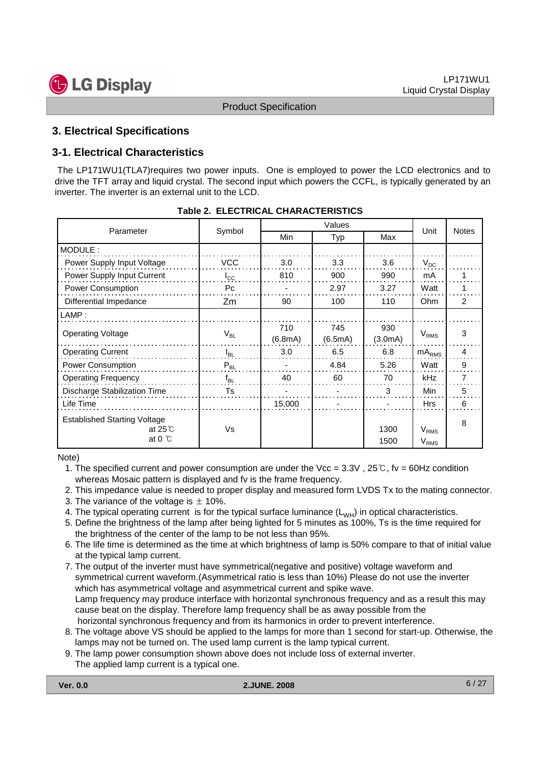## 3. Electrical Specifications

### 3-1. Electrical Characteristics

The LP171WU1(TLA7)requires two power inputs. One is employed to power the LCD electronics and to drive the TFT array and liquid crystal. The second input which powers the CCFL, is typically generated by an inverter. The inverter is an external unit to the LCD.

**Table 2. ELECTRICAL CHARACTERISTICS**

| Parameter | Symbol | Values | | | Unit | Notes |
|---|---|---|---|---|---|---|
| | | Min | Typ | Max | | |
| MODULE : | | | | | | |
| Power Supply Input Voltage | VCC | 3.0 | 3.3 | 3.6 | $V_{DC}$ | |
| Power Supply Input Current | $I_{CC}$ | 810 | 900 | 990 | mA | 1 |
| Power Consumption | Pc | - | 2.97 | 3.27 | Watt | 1 |
| Differential Impedance | Zm | 90 | 100 | 110 | Ohm | 2 |
| LAMP : | | | | | | |
| Operating Voltage | $V_{BL}$ | 710 (6.8mA) | 745 (6.5mA) | 930 (3.0mA) | $V_{RMS}$ | 3 |
| Operating Current | $I_{BL}$ | 3.0 | 6.5 | 6.8 | $mA_{RMS}$ | 4 |
| Power Consumption | $P_{BL}$ | - | 4.84 | 5.26 | Watt | 9 |
| Operating Frequency | $f_{BL}$ | 40 | 60 | 70 | kHz | 7 |
| Discharge Stabilization Time | Ts | - | - | 3 | Min | 5 |
| Life Time | | 15,000 | - | - | Hrs | 6 |
| Established Starting Voltage at 25℃ / at 0 ℃ | Vs | | | 1300 / 1500 | $V_{RMS}$ / $V_{RMS}$ | 8 |

Note)

1. The specified current and power consumption are under the Vcc = 3.3V , 25℃, fv = 60Hz condition whereas Mosaic pattern is displayed and fv is the frame frequency.
2. This impedance value is needed to proper display and measured form LVDS Tx to the mating connector.
3. The variance of the voltage is ± 10%.
4. The typical operating current is for the typical surface luminance ($L_{WH}$) in optical characteristics.
5. Define the brightness of the lamp after being lighted for 5 minutes as 100%, Ts is the time required for the brightness of the center of the lamp to be not less than 95%.
6. The life time is determined as the time at which brightness of lamp is 50% compare to that of initial value at the typical lamp current.
7. The output of the inverter must have symmetrical(negative and positive) voltage waveform and symmetrical current waveform.(Asymmetrical ratio is less than 10%) Please do not use the inverter which has asymmetrical voltage and asymmetrical current and spike wave.
   Lamp frequency may produce interface with horizontal synchronous frequency and as a result this may cause beat on the display. Therefore lamp frequency shall be as away possible from the horizontal synchronous frequency and from its harmonics in order to prevent interference.
8. The voltage above VS should be applied to the lamps for more than 1 second for start-up. Otherwise, the lamps may not be turned on. The used lamp current is the lamp typical current.
9. The lamp power consumption shown above does not include loss of external inverter.
   The applied lamp current is a typical one.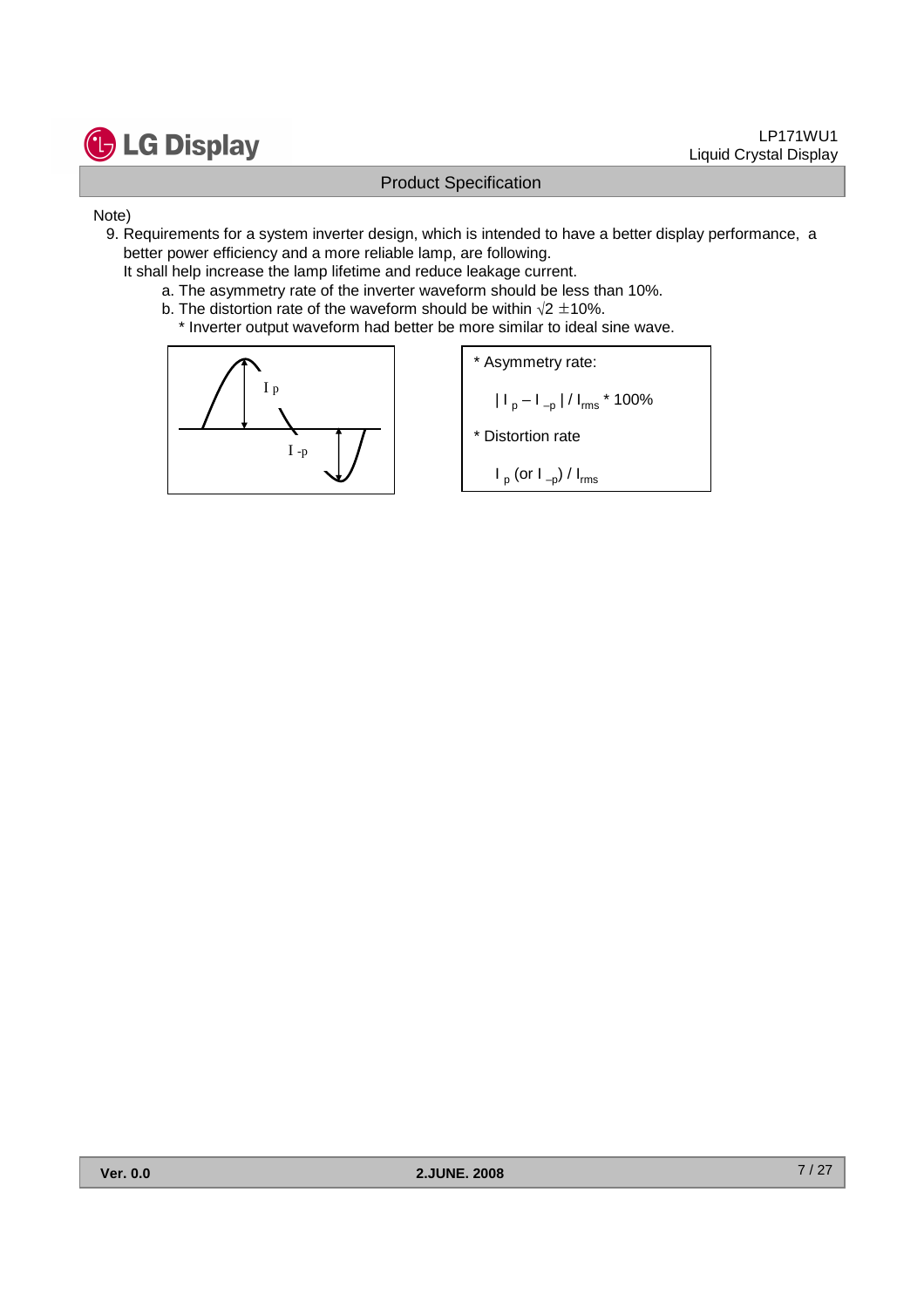Note)

9. Requirements for a system inverter design, which is intended to have a better display performance, a better power efficiency and a more reliable lamp, are following.
   It shall help increase the lamp lifetime and reduce leakage current.
   a. The asymmetry rate of the inverter waveform should be less than 10%.
   b. The distortion rate of the waveform should be within $\sqrt{2} \pm 10\%$.
      * Inverter output waveform had better be more similar to ideal sine wave.

$I_p$

$I_{-p}$

* Asymmetry rate:

  $| I_p - I_{-p} | / I_{rms}$ * 100%

* Distortion rate

  $I_p$ (or $I_{-p}$) / $I_{rms}$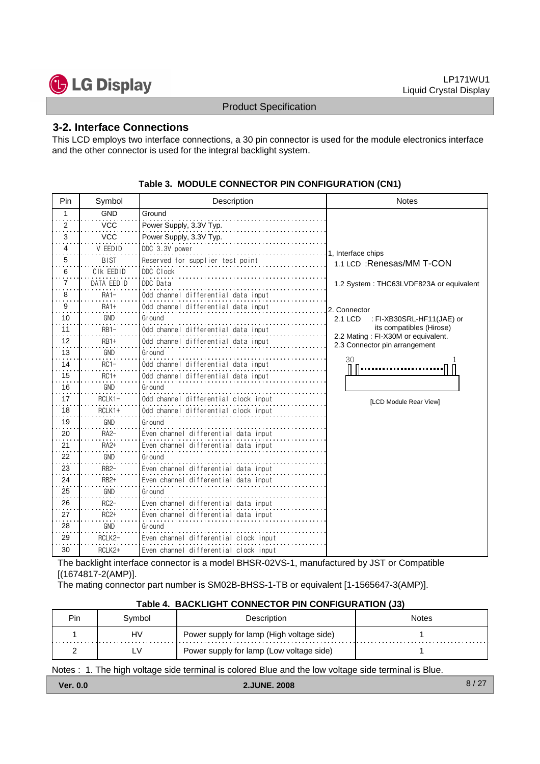## 3-2. Interface Connections

This LCD employs two interface connections, a 30 pin connector is used for the module electronics interface and the other connector is used for the integral backlight system.

**Table 3. MODULE CONNECTOR PIN CONFIGURATION (CN1)**

| Pin | Symbol | Description | Notes |
|---|---|---|---|
| 1 | GND | Ground | 1, Interface chips<br>1.1 LCD :Renesas/MM T-CON<br>1.2 System : THC63LVDF823A or equivalent<br>2. Connector<br>2.1 LCD : FI-XB30SRL-HF11(JAE) or its compatibles (Hirose)<br>2.2 Mating : FI-X30M or equivalent.<br>2.3 Connector pin arrangement<br>30 ... 1<br>[LCD Module Rear View] |
| 2 | VCC | Power Supply, 3.3V Typ. | |
| 3 | VCC | Power Supply, 3.3V Typ. | |
| 4 | V EEDID | DDC 3.3V power | |
| 5 | BIST | Reserved for supplier test point | |
| 6 | Clk EEDID | DDC Clock | |
| 7 | DATA EEDID | DDC Data | |
| 8 | RA1- | Odd channel differential data input | |
| 9 | RA1+ | Odd channel differential data input | |
| 10 | GND | Ground | |
| 11 | RB1- | Odd channel differential data input | |
| 12 | RB1+ | Odd channel differential data input | |
| 13 | GND | Ground | |
| 14 | RC1- | Odd channel differential data input | |
| 15 | RC1+ | Odd channel differential data input | |
| 16 | GND | Ground | |
| 17 | RCLK1- | Odd channel differential clock input | |
| 18 | RCLK1+ | Odd channel differential clock input | |
| 19 | GND | Ground | |
| 20 | RA2- | Even channel differential data input | |
| 21 | RA2+ | Even channel differential data input | |
| 22 | GND | Ground | |
| 23 | RB2- | Even channel differential data input | |
| 24 | RB2+ | Even channel differential data input | |
| 25 | GND | Ground | |
| 26 | RC2- | Even channel differential data input | |
| 27 | RC2+ | Even channel differential data input | |
| 28 | GND | Ground | |
| 29 | RCLK2- | Even channel differential clock input | |
| 30 | RCLK2+ | Even channel differential clock input | |

The backlight interface connector is a model BHSR-02VS-1, manufactured by JST or Compatible [(1674817-2(AMP)].
The mating connector part number is SM02B-BHSS-1-TB or equivalent [1-1565647-3(AMP)].

**Table 4. BACKLIGHT CONNECTOR PIN CONFIGURATION (J3)**

| Pin | Symbol | Description | Notes |
|---|---|---|---|
| 1 | HV | Power supply for lamp (High voltage side) | 1 |
| 2 | LV | Power supply for lamp (Low voltage side) | 1 |

Notes : 1. The high voltage side terminal is colored Blue and the low voltage side terminal is Blue.

**Ver. 0.0** **2.JUNE. 2008**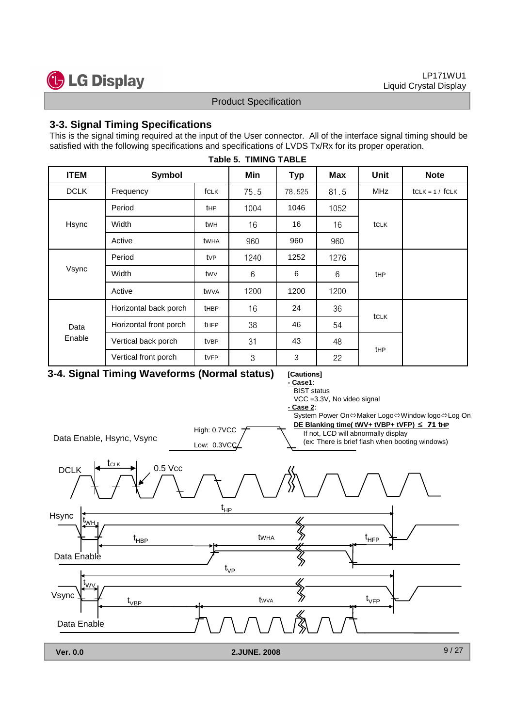## 3-3. Signal Timing Specifications

This is the signal timing required at the input of the User connector. All of the interface signal timing should be satisfied with the following specifications and specifications of LVDS Tx/Rx for its proper operation.

**Table 5. TIMING TABLE**

| ITEM | Symbol | | Min | Typ | Max | Unit | Note |
|---|---|---|---|---|---|---|---|
| DCLK | Frequency | $f_{CLK}$ | 75.5 | 78.525 | 81.5 | MHz | $t_{CLK} = 1 / f_{CLK}$ |
| Hsync | Period | $t_{HP}$ | 1004 | 1046 | 1052 | $t_{CLK}$ | |
| | Width | $t_{WH}$ | 16 | 16 | 16 | | |
| | Active | $t_{WHA}$ | 960 | 960 | 960 | | |
| Vsync | Period | $t_{VP}$ | 1240 | 1252 | 1276 | $t_{HP}$ | |
| | Width | $t_{WV}$ | 6 | 6 | 6 | | |
| | Active | $t_{WVA}$ | 1200 | 1200 | 1200 | | |
| Data Enable | Horizontal back porch | $t_{HBP}$ | 16 | 24 | 36 | $t_{CLK}$ | |
| | Horizontal front porch | $t_{HFP}$ | 38 | 46 | 54 | | |
| | Vertical back porch | $t_{VBP}$ | 31 | 43 | 48 | $t_{HP}$ | |
| | Vertical front porch | $t_{VFP}$ | 3 | 3 | 22 | | |

## 3-4. Signal Timing Waveforms (Normal status)

**[Cautions]**

**- Case1**:
BIST status
VCC =3.3V, No video signal

**- Case 2**:
System Power On⇔Maker Logo⇔Window logo⇔Log On
**DE Blanking time( tWV+ tVBP+ tVFP) ≤ 71 tHP**
If not, LCD will abnormally display
(ex: There is brief flash when booting windows)

Data Enable, Hsync, Vsync — High: 0.7VCC, Low: 0.3VCC

DCLK — $t_{CLK}$, 0.5 Vcc

Hsync — $t_{HP}$, $t_{WH}$, $t_{HBP}$, $t_{WHA}$, $t_{HFP}$

Data Enable

Vsync — $t_{VP}$, $t_{WV}$, $t_{VBP}$, $t_{WVA}$, $t_{VFP}$

Data Enable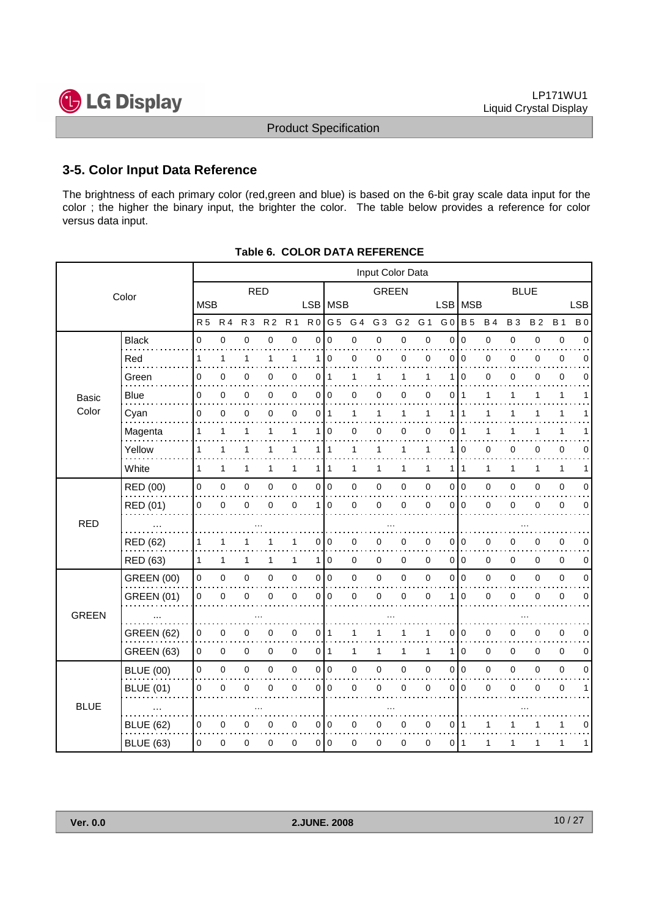## 3-5. Color Input Data Reference

The brightness of each primary color (red,green and blue) is based on the 6-bit gray scale data input for the color ; the higher the binary input, the brighter the color. The table below provides a reference for color versus data input.

**Table 6. COLOR DATA REFERENCE**

| Color | | Input Color Data | | | | | | | | | | | | | | | | | |
|---|---|---|---|---|---|---|---|---|---|---|---|---|---|---|---|---|---|---|---|
| | | RED | | | | | | GREEN | | | | | | BLUE | | | | | |
| | | MSB | | | | | LSB | MSB | | | | | LSB | MSB | | | | | LSB |
| | | R 5 | R 4 | R 3 | R 2 | R 1 | R 0 | G 5 | G 4 | G 3 | G 2 | G 1 | G 0 | B 5 | B 4 | B 3 | B 2 | B 1 | B 0 |
| Basic Color | Black | 0 | 0 | 0 | 0 | 0 | 0 | 0 | 0 | 0 | 0 | 0 | 0 | 0 | 0 | 0 | 0 | 0 | 0 |
| | Red | 1 | 1 | 1 | 1 | 1 | 1 | 0 | 0 | 0 | 0 | 0 | 0 | 0 | 0 | 0 | 0 | 0 | 0 |
| | Green | 0 | 0 | 0 | 0 | 0 | 0 | 1 | 1 | 1 | 1 | 1 | 1 | 0 | 0 | 0 | 0 | 0 | 0 |
| | Blue | 0 | 0 | 0 | 0 | 0 | 0 | 0 | 0 | 0 | 0 | 0 | 0 | 1 | 1 | 1 | 1 | 1 | 1 |
| | Cyan | 0 | 0 | 0 | 0 | 0 | 0 | 1 | 1 | 1 | 1 | 1 | 1 | 1 | 1 | 1 | 1 | 1 | 1 |
| | Magenta | 1 | 1 | 1 | 1 | 1 | 1 | 0 | 0 | 0 | 0 | 0 | 0 | 1 | 1 | 1 | 1 | 1 | 1 |
| | Yellow | 1 | 1 | 1 | 1 | 1 | 1 | 1 | 1 | 1 | 1 | 1 | 1 | 0 | 0 | 0 | 0 | 0 | 0 |
| | White | 1 | 1 | 1 | 1 | 1 | 1 | 1 | 1 | 1 | 1 | 1 | 1 | 1 | 1 | 1 | 1 | 1 | 1 |
| RED | RED (00) | 0 | 0 | 0 | 0 | 0 | 0 | 0 | 0 | 0 | 0 | 0 | 0 | 0 | 0 | 0 | 0 | 0 | 0 |
| | RED (01) | 0 | 0 | 0 | 0 | 0 | 1 | 0 | 0 | 0 | 0 | 0 | 0 | 0 | 0 | 0 | 0 | 0 | 0 |
| | ... | | | ... | | | | | | ... | | | | | | ... | | | |
| | RED (62) | 1 | 1 | 1 | 1 | 1 | 0 | 0 | 0 | 0 | 0 | 0 | 0 | 0 | 0 | 0 | 0 | 0 | 0 |
| | RED (63) | 1 | 1 | 1 | 1 | 1 | 1 | 0 | 0 | 0 | 0 | 0 | 0 | 0 | 0 | 0 | 0 | 0 | 0 |
| GREEN | GREEN (00) | 0 | 0 | 0 | 0 | 0 | 0 | 0 | 0 | 0 | 0 | 0 | 0 | 0 | 0 | 0 | 0 | 0 | 0 |
| | GREEN (01) | 0 | 0 | 0 | 0 | 0 | 0 | 0 | 0 | 0 | 0 | 0 | 1 | 0 | 0 | 0 | 0 | 0 | 0 |
| | ... | | | ... | | | | | | ... | | | | | | ... | | | |
| | GREEN (62) | 0 | 0 | 0 | 0 | 0 | 0 | 1 | 1 | 1 | 1 | 1 | 0 | 0 | 0 | 0 | 0 | 0 | 0 |
| | GREEN (63) | 0 | 0 | 0 | 0 | 0 | 0 | 1 | 1 | 1 | 1 | 1 | 1 | 0 | 0 | 0 | 0 | 0 | 0 |
| BLUE | BLUE (00) | 0 | 0 | 0 | 0 | 0 | 0 | 0 | 0 | 0 | 0 | 0 | 0 | 0 | 0 | 0 | 0 | 0 | 0 |
| | BLUE (01) | 0 | 0 | 0 | 0 | 0 | 0 | 0 | 0 | 0 | 0 | 0 | 0 | 0 | 0 | 0 | 0 | 0 | 1 |
| | ... | | | ... | | | | | | ... | | | | | | ... | | | |
| | BLUE (62) | 0 | 0 | 0 | 0 | 0 | 0 | 0 | 0 | 0 | 0 | 0 | 0 | 1 | 1 | 1 | 1 | 1 | 0 |
| | BLUE (63) | 0 | 0 | 0 | 0 | 0 | 0 | 0 | 0 | 0 | 0 | 0 | 0 | 1 | 1 | 1 | 1 | 1 | 1 |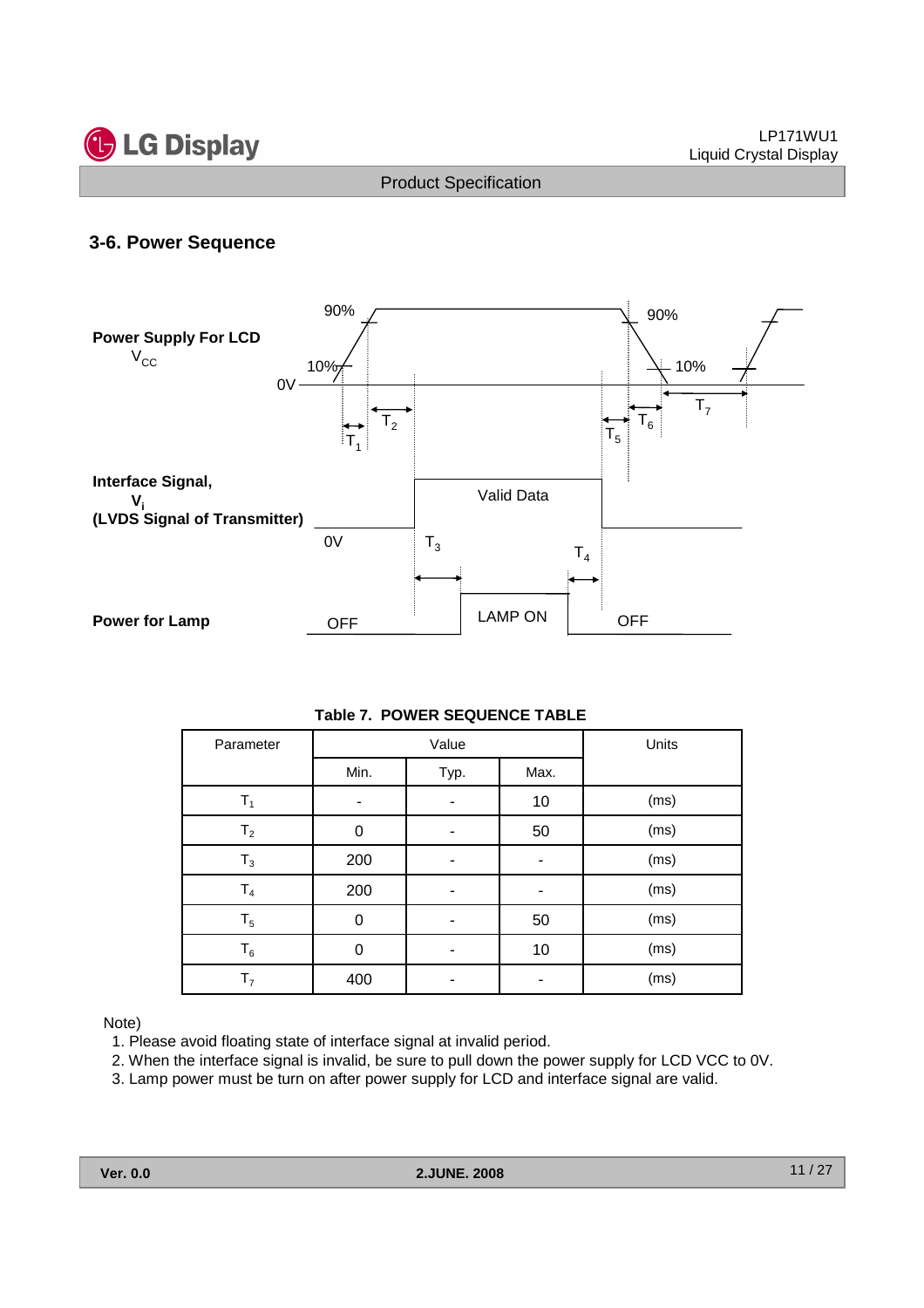## 3-6. Power Sequence

**Table 7. POWER SEQUENCE TABLE**

| Parameter | Value | | | Units |
|---|---|---|---|---|
| | Min. | Typ. | Max. | |
| $T_1$ | - | - | 10 | (ms) |
| $T_2$ | 0 | - | 50 | (ms) |
| $T_3$ | 200 | - | - | (ms) |
| $T_4$ | 200 | - | - | (ms) |
| $T_5$ | 0 | - | 50 | (ms) |
| $T_6$ | 0 | - | 10 | (ms) |
| $T_7$ | 400 | - | - | (ms) |

Note)

1. Please avoid floating state of interface signal at invalid period.
2. When the interface signal is invalid, be sure to pull down the power supply for LCD VCC to 0V.
3. Lamp power must be turn on after power supply for LCD and interface signal are valid.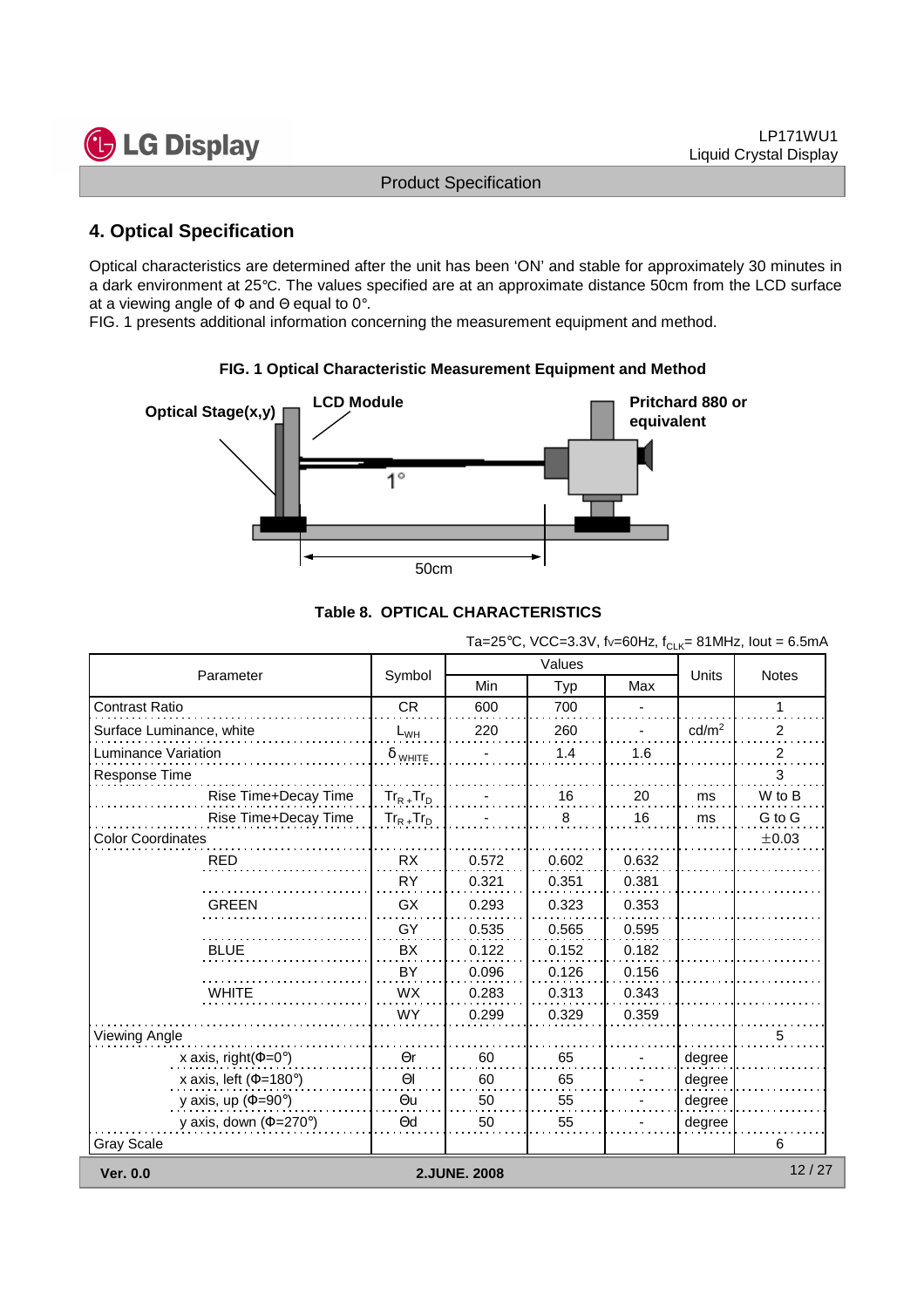## 4. Optical Specification

Optical characteristics are determined after the unit has been 'ON' and stable for approximately 30 minutes in a dark environment at 25℃. The values specified are at an approximate distance 50cm from the LCD surface at a viewing angle of Φ and Θ equal to 0°.

FIG. 1 presents additional information concerning the measurement equipment and method.

**FIG. 1 Optical Characteristic Measurement Equipment and Method**

Optical Stage(x,y) — LCD Module — Pritchard 880 or equivalent — 1° — 50cm

**Table 8. OPTICAL CHARACTERISTICS**

Ta=25℃, VCC=3.3V, fv=60Hz, $f_{CLK}$= 81MHz, Iout = 6.5mA

| Parameter | | Symbol | Values | | | Units | Notes |
|---|---|---|---|---|---|---|---|
| | | | Min | Typ | Max | | |
| Contrast Ratio | | CR | 600 | 700 | - | | 1 |
| Surface Luminance, white | | $L_{WH}$ | 220 | 260 | - | cd/m$^2$ | 2 |
| Luminance Variation | | $\delta_{WHITE}$ | - | 1.4 | 1.6 | | 2 |
| Response Time | | | | | | | 3 |
| | Rise Time+Decay Time | $Tr_R+Tr_D$ | - | 16 | 20 | ms | W to B |
| | Rise Time+Decay Time | $Tr_R+Tr_D$ | - | 8 | 16 | ms | G to G |
| Color Coordinates | | | | | | | ±0.03 |
| | RED | RX | 0.572 | 0.602 | 0.632 | | |
| | | RY | 0.321 | 0.351 | 0.381 | | |
| | GREEN | GX | 0.293 | 0.323 | 0.353 | | |
| | | GY | 0.535 | 0.565 | 0.595 | | |
| | BLUE | BX | 0.122 | 0.152 | 0.182 | | |
| | | BY | 0.096 | 0.126 | 0.156 | | |
| | WHITE | WX | 0.283 | 0.313 | 0.343 | | |
| | | WY | 0.299 | 0.329 | 0.359 | | |
| Viewing Angle | | | | | | | 5 |
| | x axis, right(Φ=0°) | Θr | 60 | 65 | - | degree | |
| | x axis, left (Φ=180°) | Θl | 60 | 65 | - | degree | |
| | y axis, up (Φ=90°) | Θu | 50 | 55 | - | degree | |
| | y axis, down (Φ=270°) | Θd | 50 | 55 | - | degree | |
| Gray Scale | | | | | | | 6 |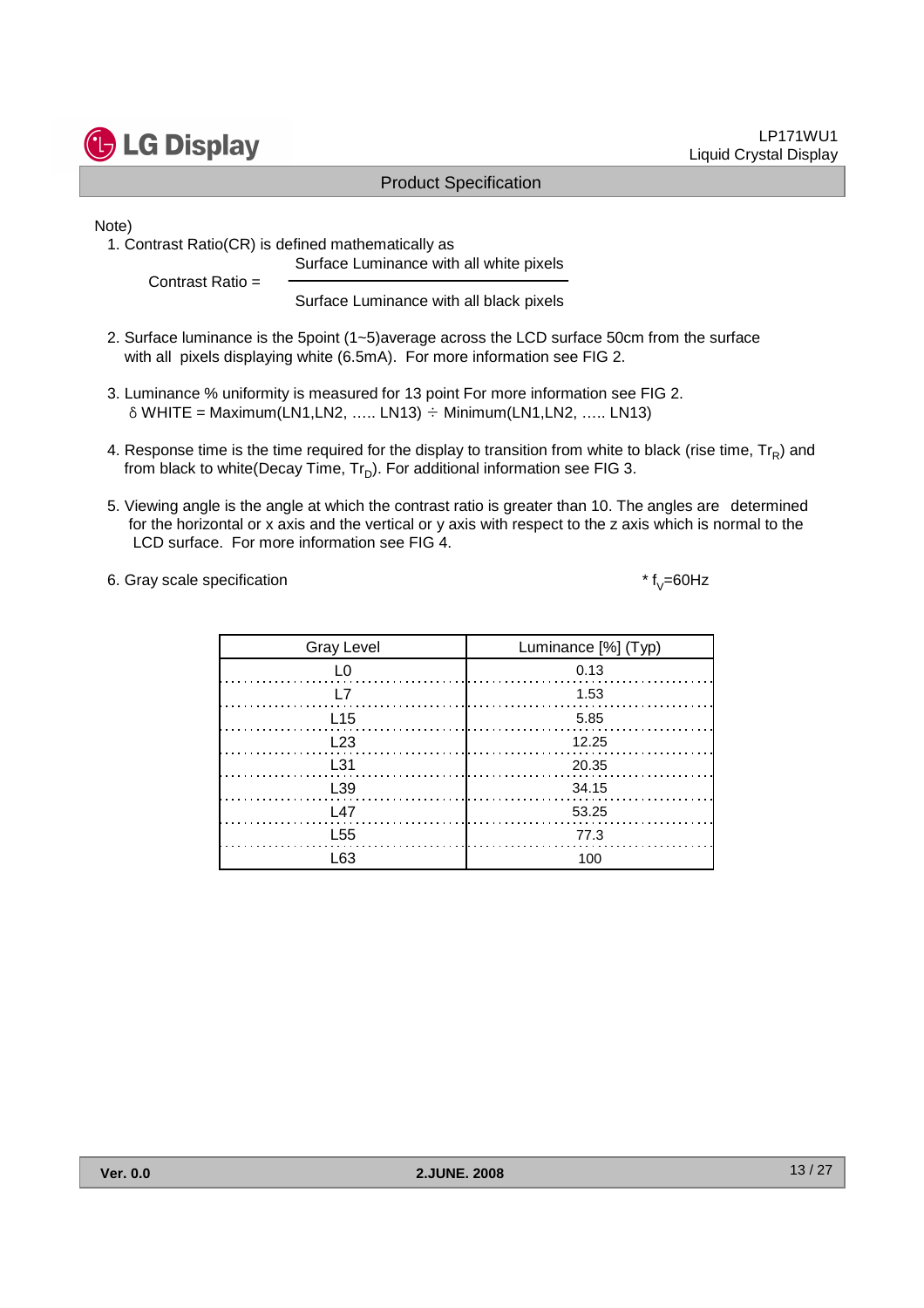Note)

1. Contrast Ratio(CR) is defined mathematically as

$$\text{Contrast Ratio} = \frac{\text{Surface Luminance with all white pixels}}{\text{Surface Luminance with all black pixels}}$$

2. Surface luminance is the 5point (1~5)average across the LCD surface 50cm from the surface with all pixels displaying white (6.5mA). For more information see FIG 2.

3. Luminance % uniformity is measured for 13 point For more information see FIG 2.
   $\delta$ WHITE = Maximum(LN1,LN2, ….. LN13) ÷ Minimum(LN1,LN2, ….. LN13)

4. Response time is the time required for the display to transition from white to black (rise time, $Tr_R$) and from black to white(Decay Time, $Tr_D$). For additional information see FIG 3.

5. Viewing angle is the angle at which the contrast ratio is greater than 10. The angles are determined for the horizontal or x axis and the vertical or y axis with respect to the z axis which is normal to the LCD surface. For more information see FIG 4.

6. Gray scale specification

\* $f_V$=60Hz

| Gray Level | Luminance [%] (Typ) |
|---|---|
| L0 | 0.13 |
| L7 | 1.53 |
| L15 | 5.85 |
| L23 | 12.25 |
| L31 | 20.35 |
| L39 | 34.15 |
| L47 | 53.25 |
| L55 | 77.3 |
| L63 | 100 |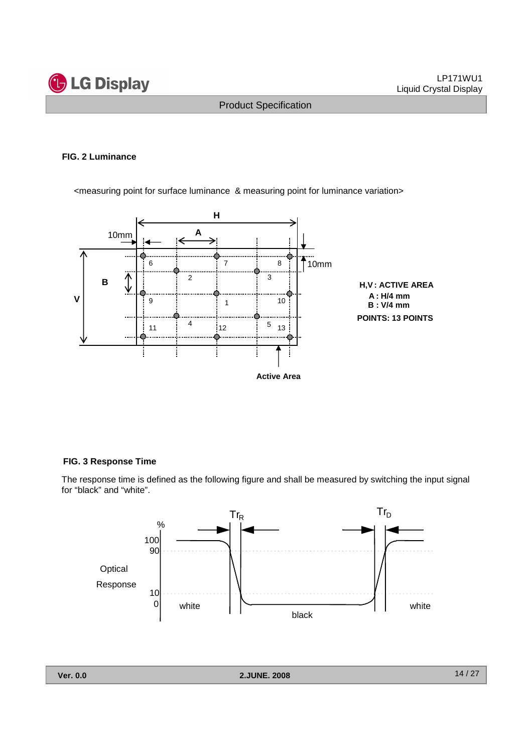**FIG. 2 Luminance**

<measuring point for surface luminance & measuring point for luminance variation>

H,V : ACTIVE AREA
A : H/4 mm
B : V/4 mm
POINTS: 13 POINTS

**FIG. 3 Response Time**

The response time is defined as the following figure and shall be measured by switching the input signal for "black" and "white".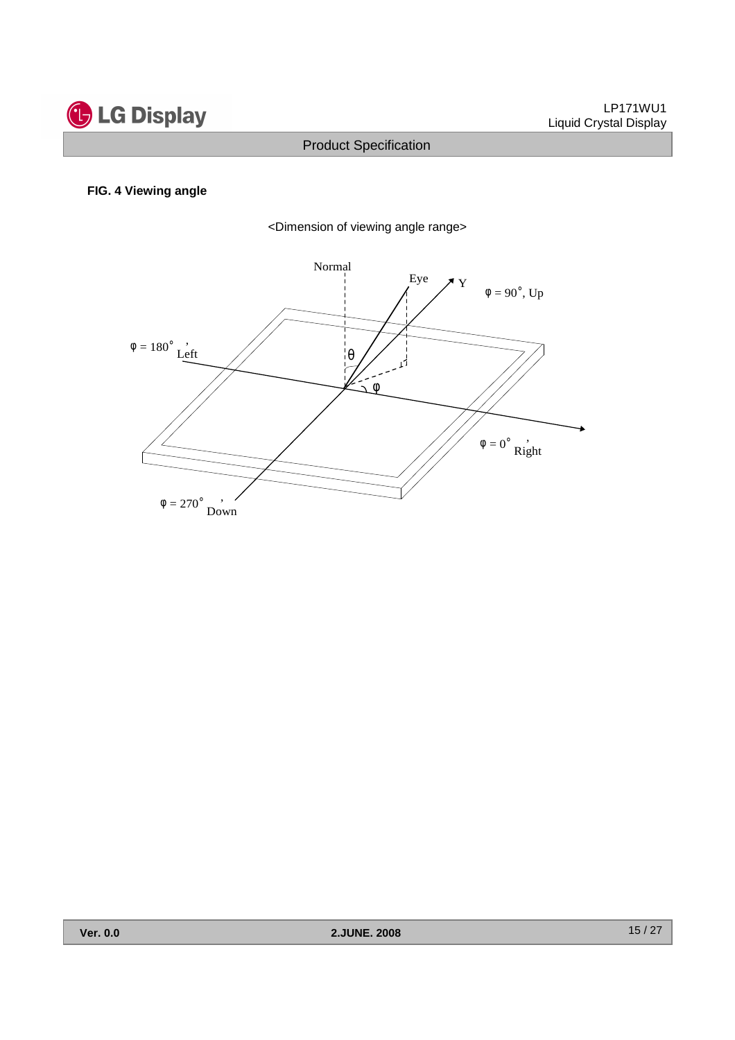**FIG. 4 Viewing angle**

<Dimension of viewing angle range>

Normal

Eye

Y

φ = 90°, Up

φ = 180°, Left

θ

φ

φ = 0°, Right

φ = 270°, Down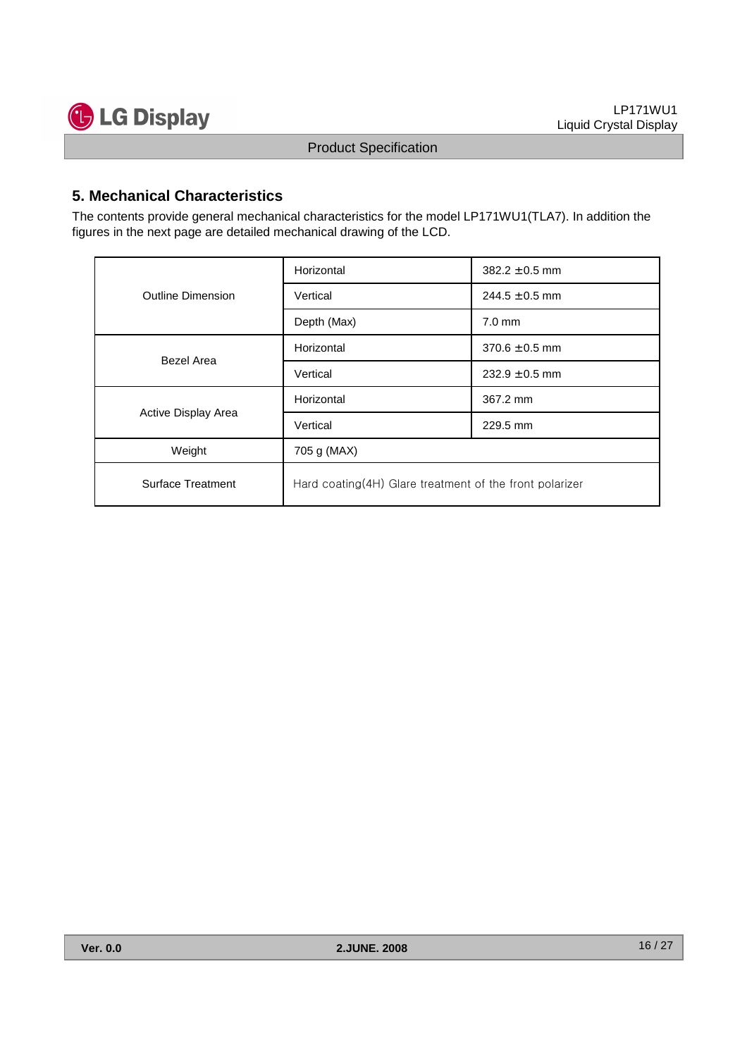## 5. Mechanical Characteristics

The contents provide general mechanical characteristics for the model LP171WU1(TLA7). In addition the figures in the next page are detailed mechanical drawing of the LCD.

| | | |
|---|---|---|
| Outline Dimension | Horizontal | 382.2 ±0.5 mm |
| | Vertical | 244.5 ±0.5 mm |
| | Depth (Max) | 7.0 mm |
| Bezel Area | Horizontal | 370.6 ±0.5 mm |
| | Vertical | 232.9 ±0.5 mm |
| Active Display Area | Horizontal | 367.2 mm |
| | Vertical | 229.5 mm |
| Weight | 705 g (MAX) | |
| Surface Treatment | Hard coating(4H) Glare treatment of the front polarizer | |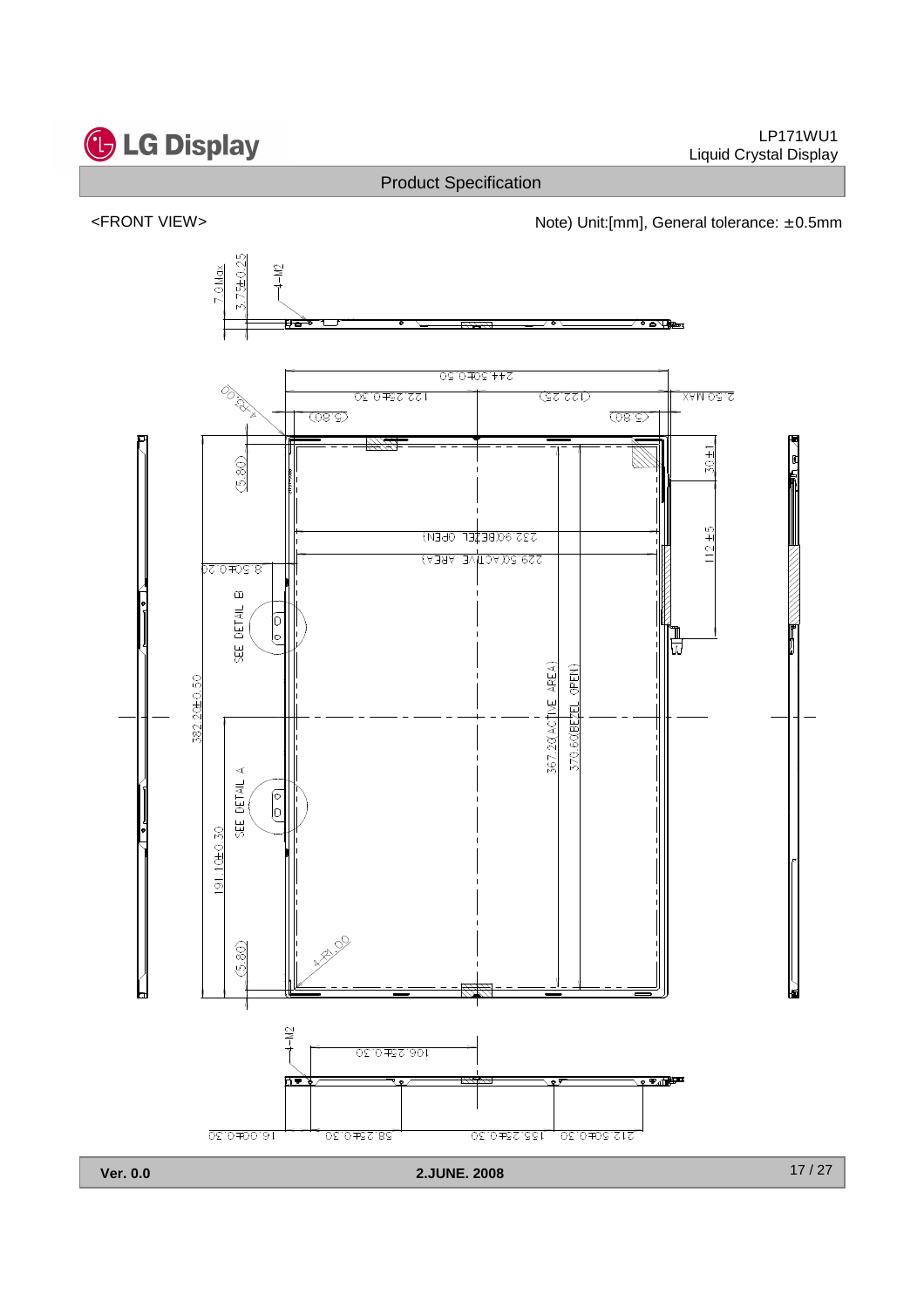<FRONT VIEW>

Note) Unit:[mm], General tolerance: ±0.5mm

7.0Max
3.75±0.25
4-M2
244.50±0.50
122.25±0.30
(122.25)
2.50 MAX
4-R3.00
(5.80)
(5.80)
(5.80)
30±1
232.90(BEZEL OPEN)
229.50(ACTIVE AREA)
112±5
8.50±0.20
SEE DETAIL B
382.20±0.50
367.20(ACTIVE AREA)
370.60(BEZEL OPEN)
SEE DETAIL A
191.10±0.30
(5.80)
4-R1.00
4-M2
106.25±0.30
16.00±0.30
58.25±0.30
155.25±0.30
212.50±0.30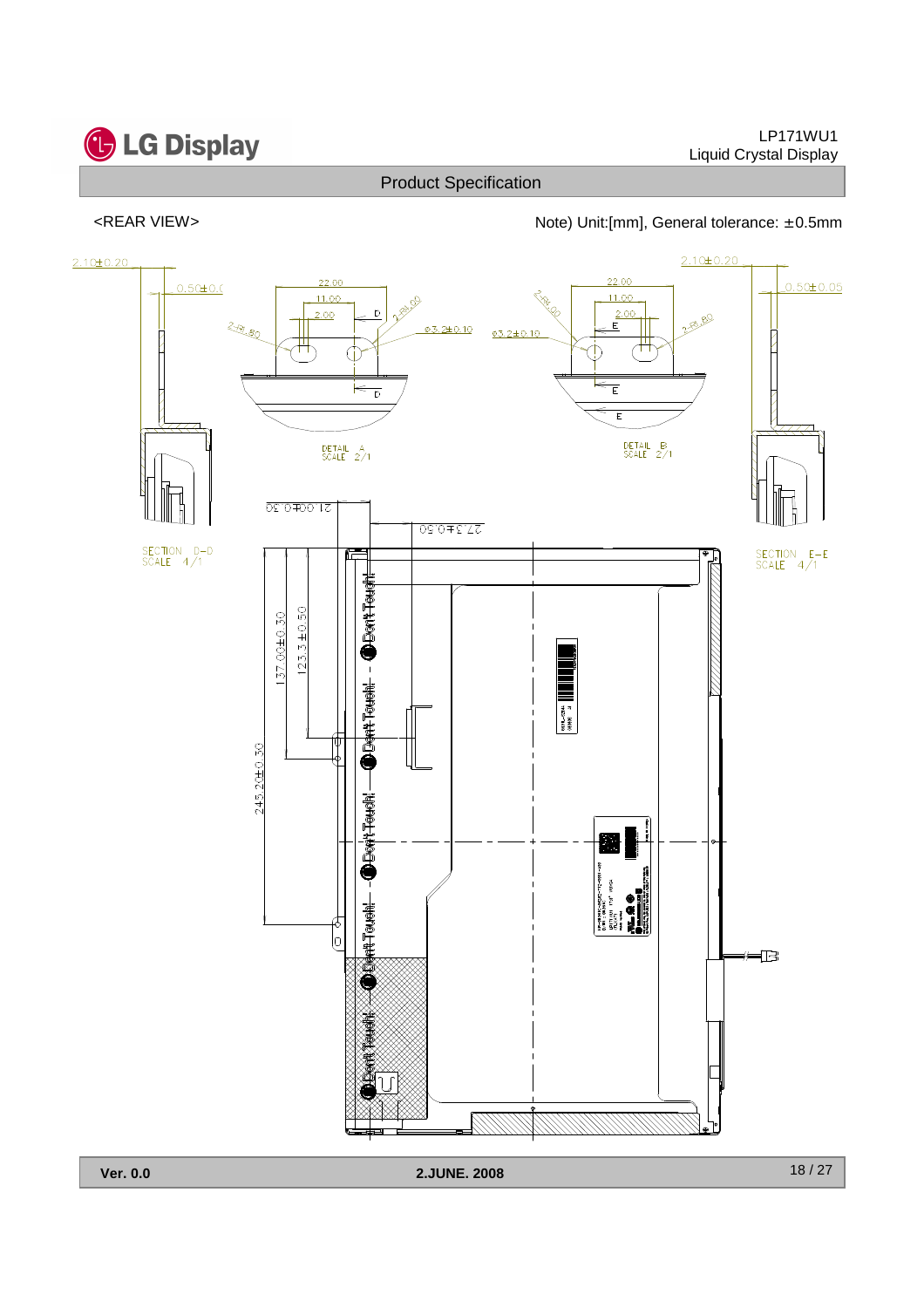Product Specification

<REAR VIEW>

Note) Unit:[mm], General tolerance: ±0.5mm

DETAIL A
SCALE 2/1

DETAIL B
SCALE 2/1

SECTION D-D
SCALE 4/1

SECTION E-E
SCALE 4/1

2.10±0.20

0.50±0.05

22.00

11.00

2.00

2-R1.00

2-R1.80

Φ3.2±0.10

21.00±0.30

27.3±0.50

137.00±0.30

123.3±0.50

245.20±0.30

Don't Touch!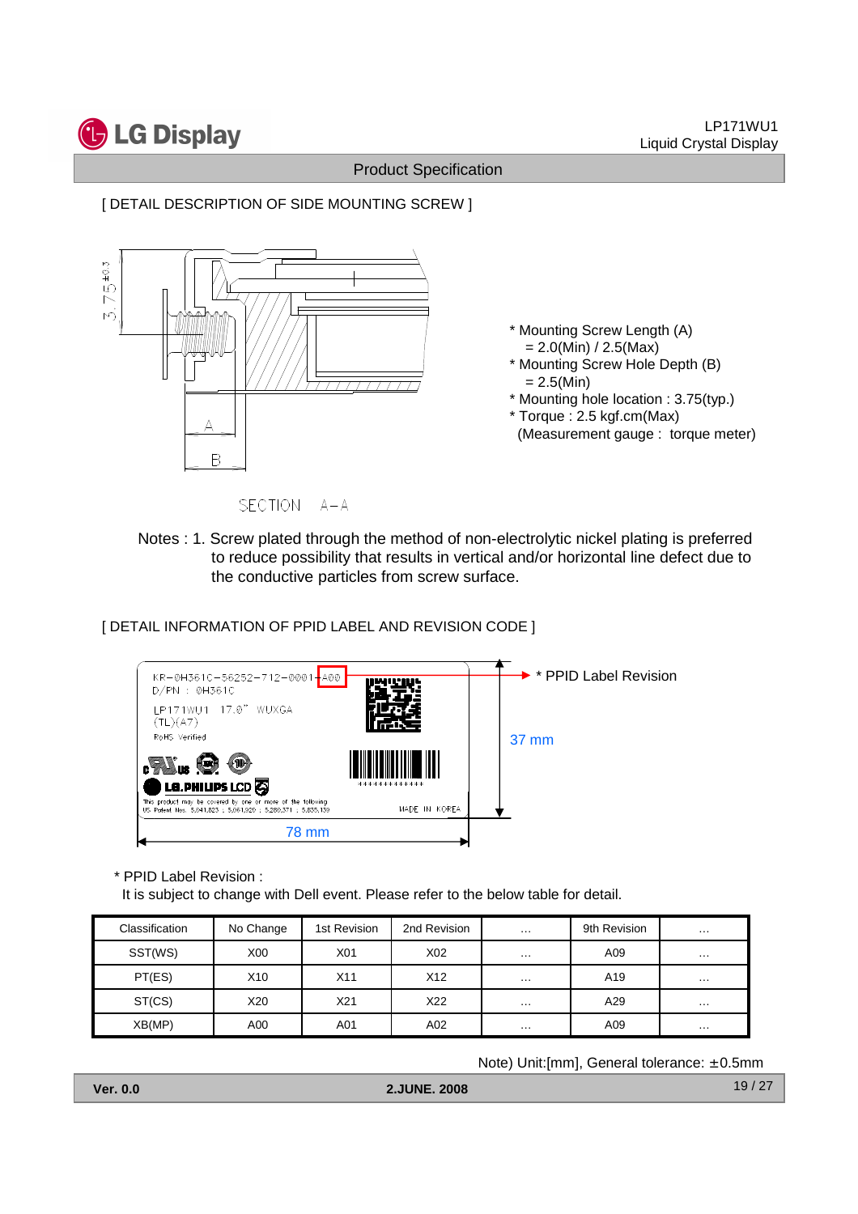[ DETAIL DESCRIPTION OF SIDE MOUNTING SCREW ]

SECTION A–A

* Mounting Screw Length (A)
  = 2.0(Min) / 2.5(Max)
* Mounting Screw Hole Depth (B)
  = 2.5(Min)
* Mounting hole location : 3.75(typ.)
* Torque : 2.5 kgf.cm(Max)
  (Measurement gauge : torque meter)

Notes : 1. Screw plated through the method of non-electrolytic nickel plating is preferred to reduce possibility that results in vertical and/or horizontal line defect due to the conductive particles from screw surface.

[ DETAIL INFORMATION OF PPID LABEL AND REVISION CODE ]

KR-0H361C-56252-712-0001-A00
D/PN : 0H361C
LP171WU1 17.0" WUXGA
(TL)(A7)
RoHS Verified

LG.PHILIPS LCD

This product may be covered by one or more of the following US Patent Nos. 5,641,823 ; 5,061,920 ; 5,280,371 ; 5,835,139

MADE IN KOREA

* PPID Label Revision

37 mm

78 mm

* PPID Label Revision :
  It is subject to change with Dell event. Please refer to the below table for detail.

| Classification | No Change | 1st Revision | 2nd Revision | … | 9th Revision | … |
|---|---|---|---|---|---|---|
| SST(WS) | X00 | X01 | X02 | … | A09 | … |
| PT(ES) | X10 | X11 | X12 | … | A19 | … |
| ST(CS) | X20 | X21 | X22 | … | A29 | … |
| XB(MP) | A00 | A01 | A02 | … | A09 | … |

Note) Unit:[mm], General tolerance: ±0.5mm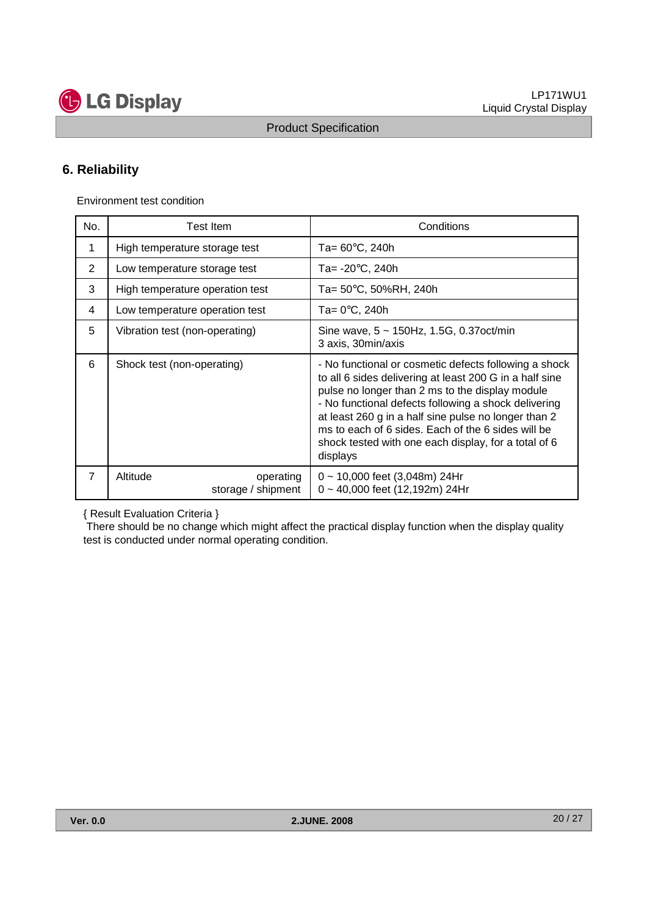## 6. Reliability

Environment test condition

| No. | Test Item | Conditions |
|---|---|---|
| 1 | High temperature storage test | Ta= 60℃, 240h |
| 2 | Low temperature storage test | Ta= -20℃, 240h |
| 3 | High temperature operation test | Ta= 50℃, 50%RH, 240h |
| 4 | Low temperature operation test | Ta= 0℃, 240h |
| 5 | Vibration test (non-operating) | Sine wave, 5 ~ 150Hz, 1.5G, 0.37oct/min<br>3 axis, 30min/axis |
| 6 | Shock test (non-operating) | - No functional or cosmetic defects following a shock to all 6 sides delivering at least 200 G in a half sine pulse no longer than 2 ms to the display module<br>- No functional defects following a shock delivering at least 260 g in a half sine pulse no longer than 2 ms to each of 6 sides. Each of the 6 sides will be shock tested with one each display, for a total of 6 displays |
| 7 | Altitude operating<br>storage / shipment | 0 ~ 10,000 feet (3,048m) 24Hr<br>0 ~ 40,000 feet (12,192m) 24Hr |

{ Result Evaluation Criteria }

There should be no change which might affect the practical display function when the display quality test is conducted under normal operating condition.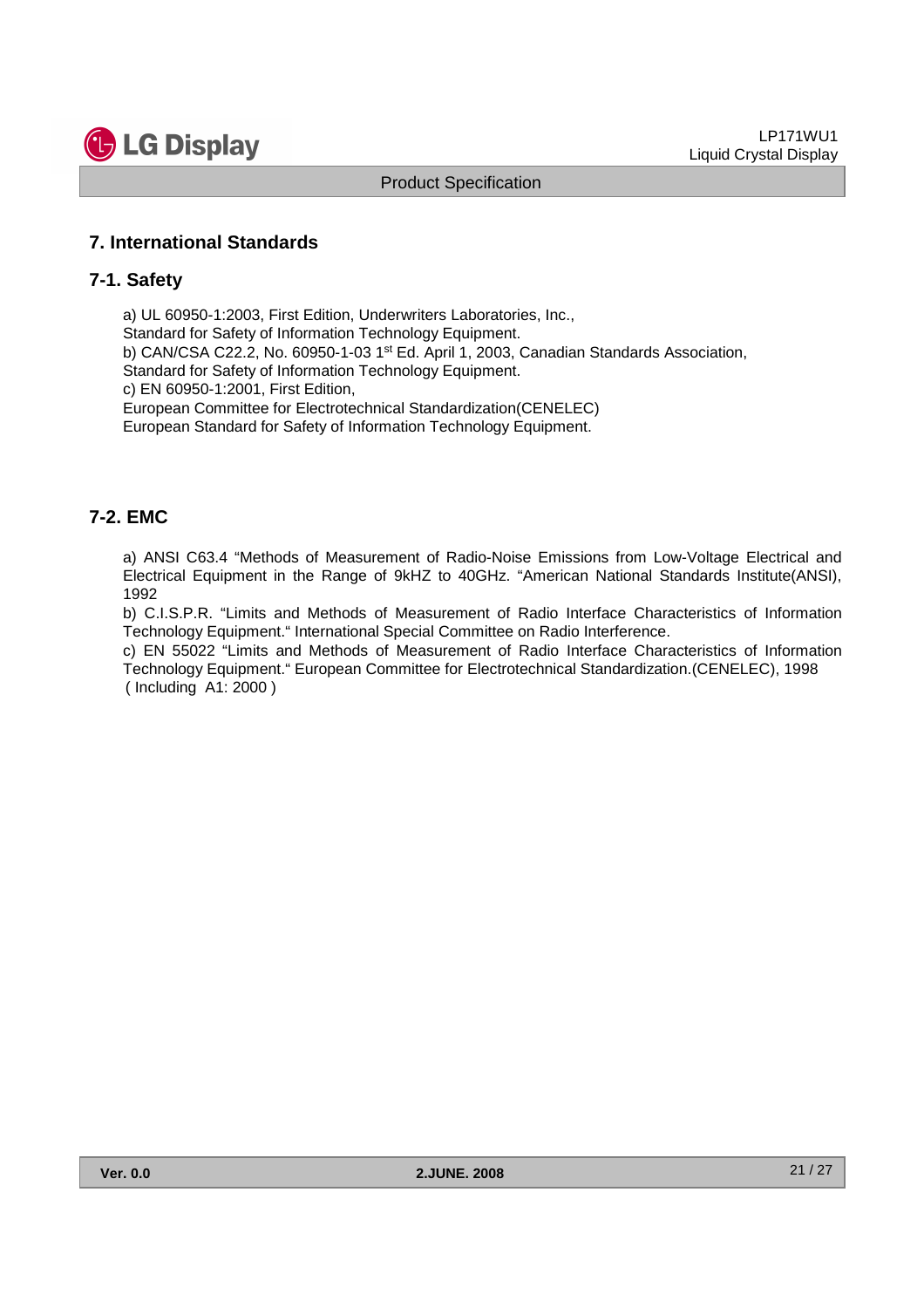## 7. International Standards

### 7-1. Safety

a) UL 60950-1:2003, First Edition, Underwriters Laboratories, Inc., Standard for Safety of Information Technology Equipment.
b) CAN/CSA C22.2, No. 60950-1-03 1st Ed. April 1, 2003, Canadian Standards Association, Standard for Safety of Information Technology Equipment.
c) EN 60950-1:2001, First Edition, European Committee for Electrotechnical Standardization(CENELEC) European Standard for Safety of Information Technology Equipment.

### 7-2. EMC

a) ANSI C63.4 "Methods of Measurement of Radio-Noise Emissions from Low-Voltage Electrical and Electrical Equipment in the Range of 9kHZ to 40GHz. "American National Standards Institute(ANSI), 1992
b) C.I.S.P.R. "Limits and Methods of Measurement of Radio Interface Characteristics of Information Technology Equipment." International Special Committee on Radio Interference.
c) EN 55022 "Limits and Methods of Measurement of Radio Interface Characteristics of Information Technology Equipment." European Committee for Electrotechnical Standardization.(CENELEC), 1998 ( Including A1: 2000 )

Ver. 0.0 2.JUNE. 2008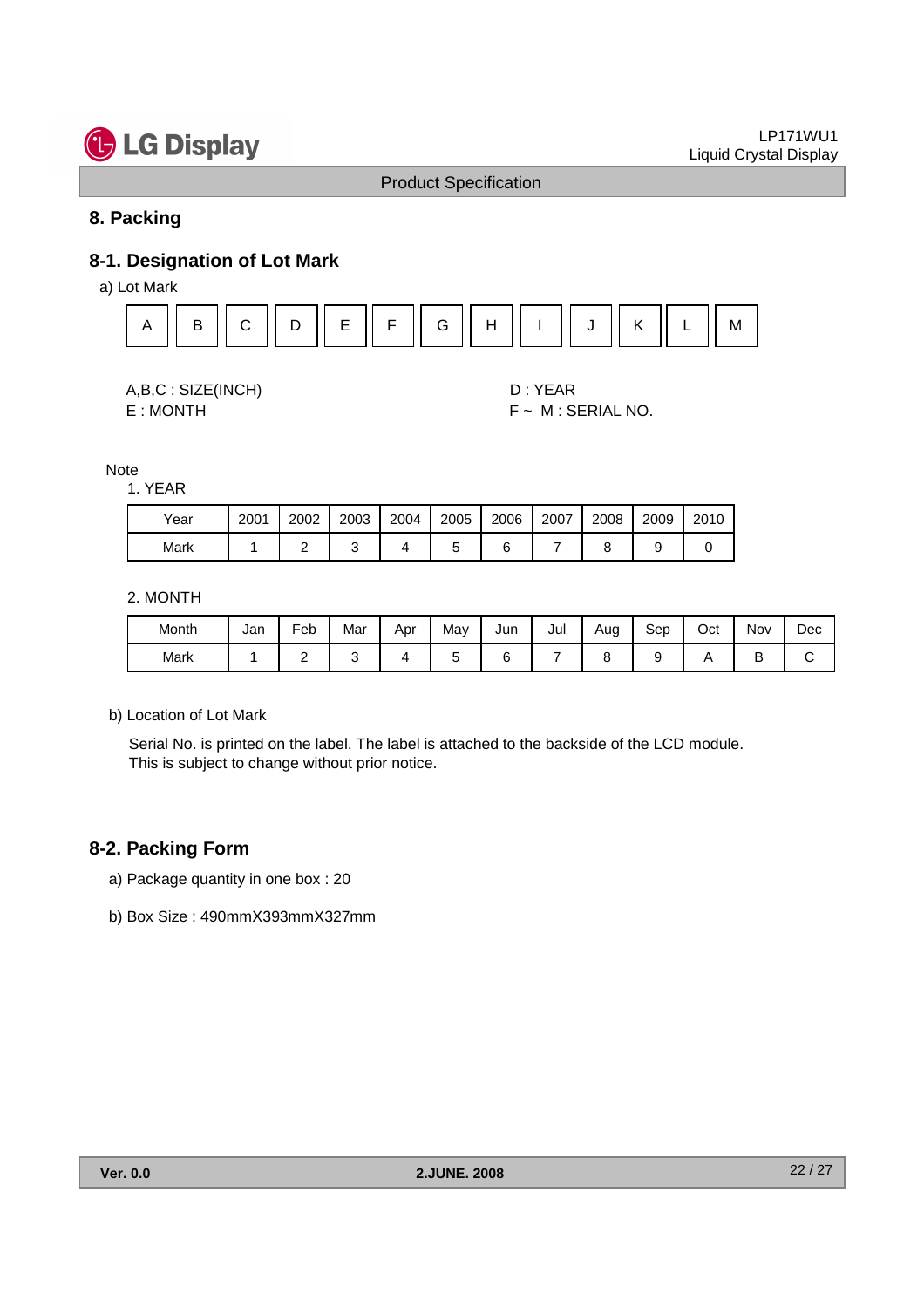# 8. Packing

## 8-1. Designation of Lot Mark

a) Lot Mark

| A | B | C | D | E | F | G | H | I | J | K | L | M |
|---|---|---|---|---|---|---|---|---|---|---|---|---|

A,B,C : SIZE(INCH)

D : YEAR

E : MONTH

F ~ M : SERIAL NO.

Note

1. YEAR

| Year | 2001 | 2002 | 2003 | 2004 | 2005 | 2006 | 2007 | 2008 | 2009 | 2010 |
|---|---|---|---|---|---|---|---|---|---|---|
| Mark | 1 | 2 | 3 | 4 | 5 | 6 | 7 | 8 | 9 | 0 |

2. MONTH

| Month | Jan | Feb | Mar | Apr | May | Jun | Jul | Aug | Sep | Oct | Nov | Dec |
|---|---|---|---|---|---|---|---|---|---|---|---|---|
| Mark | 1 | 2 | 3 | 4 | 5 | 6 | 7 | 8 | 9 | A | B | C |

b) Location of Lot Mark

Serial No. is printed on the label. The label is attached to the backside of the LCD module.
This is subject to change without prior notice.

## 8-2. Packing Form

a) Package quantity in one box : 20

b) Box Size : 490mmX393mmX327mm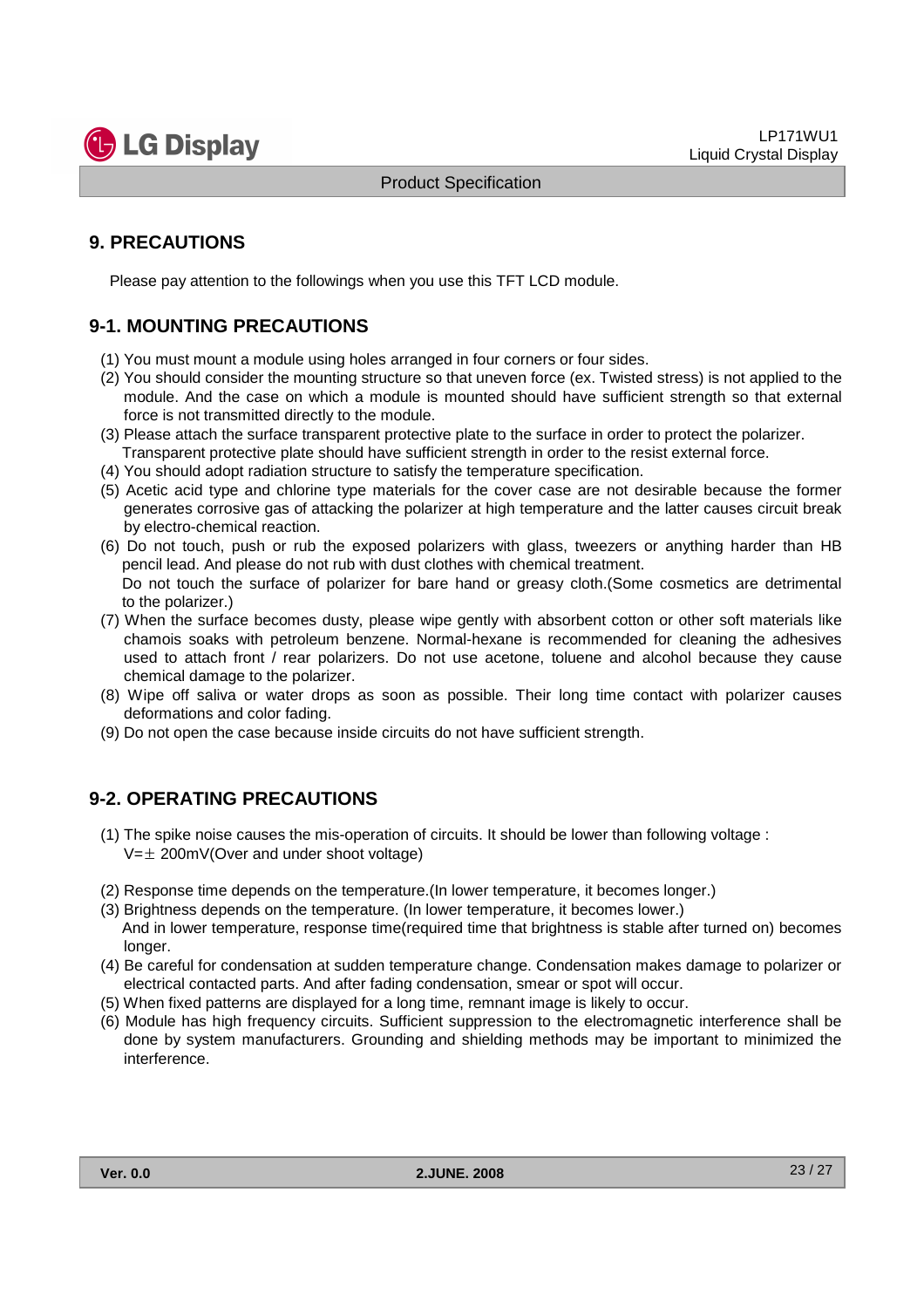## 9. PRECAUTIONS

Please pay attention to the followings when you use this TFT LCD module.

### 9-1. MOUNTING PRECAUTIONS

(1) You must mount a module using holes arranged in four corners or four sides.
(2) You should consider the mounting structure so that uneven force (ex. Twisted stress) is not applied to the module. And the case on which a module is mounted should have sufficient strength so that external force is not transmitted directly to the module.
(3) Please attach the surface transparent protective plate to the surface in order to protect the polarizer. Transparent protective plate should have sufficient strength in order to the resist external force.
(4) You should adopt radiation structure to satisfy the temperature specification.
(5) Acetic acid type and chlorine type materials for the cover case are not desirable because the former generates corrosive gas of attacking the polarizer at high temperature and the latter causes circuit break by electro-chemical reaction.
(6) Do not touch, push or rub the exposed polarizers with glass, tweezers or anything harder than HB pencil lead. And please do not rub with dust clothes with chemical treatment. Do not touch the surface of polarizer for bare hand or greasy cloth.(Some cosmetics are detrimental to the polarizer.)
(7) When the surface becomes dusty, please wipe gently with absorbent cotton or other soft materials like chamois soaks with petroleum benzene. Normal-hexane is recommended for cleaning the adhesives used to attach front / rear polarizers. Do not use acetone, toluene and alcohol because they cause chemical damage to the polarizer.
(8) Wipe off saliva or water drops as soon as possible. Their long time contact with polarizer causes deformations and color fading.
(9) Do not open the case because inside circuits do not have sufficient strength.

### 9-2. OPERATING PRECAUTIONS

(1) The spike noise causes the mis-operation of circuits. It should be lower than following voltage : $V=\pm$ 200mV(Over and under shoot voltage)

(2) Response time depends on the temperature.(In lower temperature, it becomes longer.)
(3) Brightness depends on the temperature. (In lower temperature, it becomes lower.) And in lower temperature, response time(required time that brightness is stable after turned on) becomes longer.
(4) Be careful for condensation at sudden temperature change. Condensation makes damage to polarizer or electrical contacted parts. And after fading condensation, smear or spot will occur.
(5) When fixed patterns are displayed for a long time, remnant image is likely to occur.
(6) Module has high frequency circuits. Sufficient suppression to the electromagnetic interference shall be done by system manufacturers. Grounding and shielding methods may be important to minimized the interference.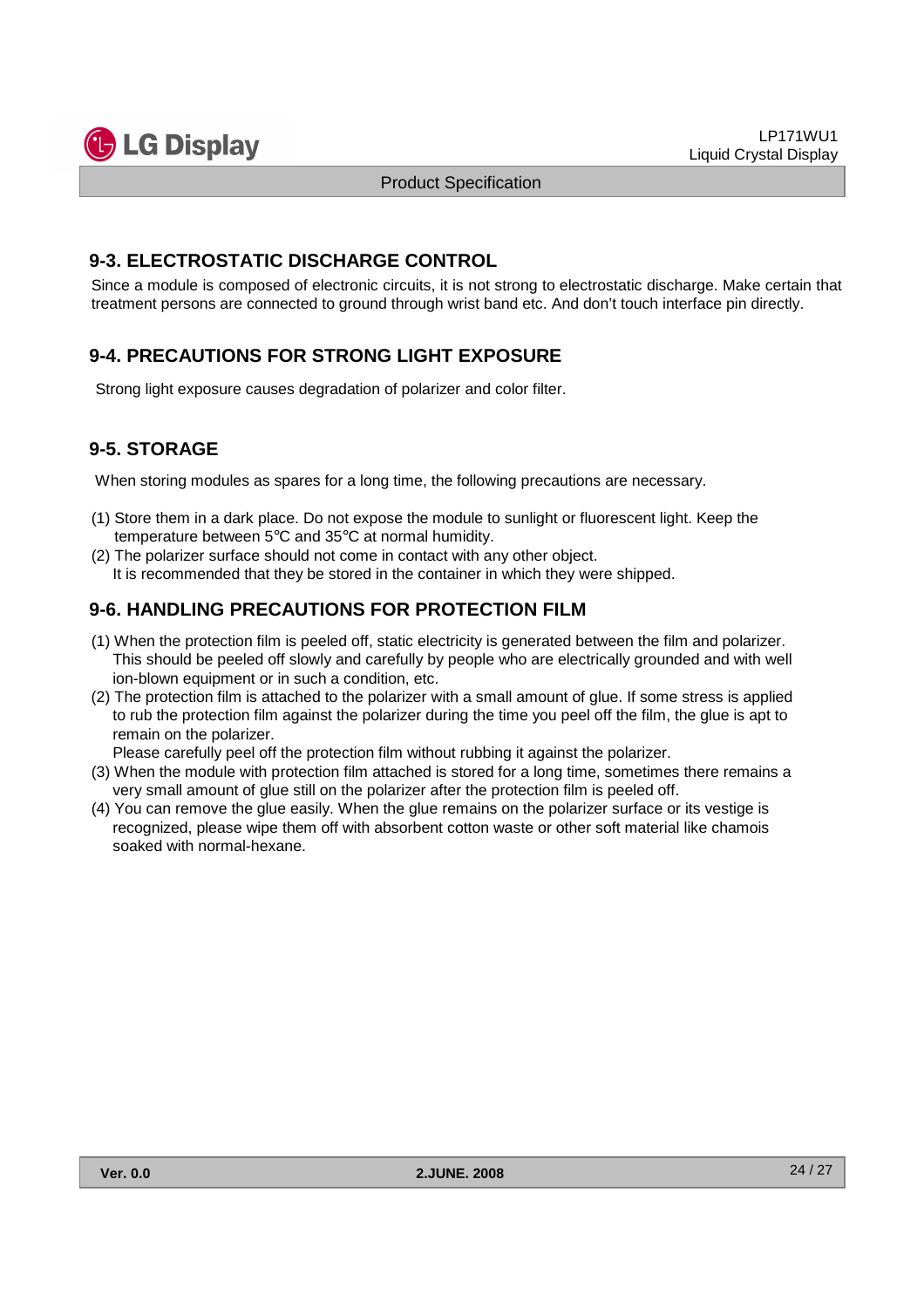### 9-3. ELECTROSTATIC DISCHARGE CONTROL

Since a module is composed of electronic circuits, it is not strong to electrostatic discharge. Make certain that treatment persons are connected to ground through wrist band etc. And don't touch interface pin directly.

### 9-4. PRECAUTIONS FOR STRONG LIGHT EXPOSURE

Strong light exposure causes degradation of polarizer and color filter.

### 9-5. STORAGE

When storing modules as spares for a long time, the following precautions are necessary.

(1) Store them in a dark place. Do not expose the module to sunlight or fluorescent light. Keep the temperature between 5℃ and 35℃ at normal humidity.
(2) The polarizer surface should not come in contact with any other object.
It is recommended that they be stored in the container in which they were shipped.

### 9-6. HANDLING PRECAUTIONS FOR PROTECTION FILM

(1) When the protection film is peeled off, static electricity is generated between the film and polarizer. This should be peeled off slowly and carefully by people who are electrically grounded and with well ion-blown equipment or in such a condition, etc.
(2) The protection film is attached to the polarizer with a small amount of glue. If some stress is applied to rub the protection film against the polarizer during the time you peel off the film, the glue is apt to remain on the polarizer.
Please carefully peel off the protection film without rubbing it against the polarizer.
(3) When the module with protection film attached is stored for a long time, sometimes there remains a very small amount of glue still on the polarizer after the protection film is peeled off.
(4) You can remove the glue easily. When the glue remains on the polarizer surface or its vestige is recognized, please wipe them off with absorbent cotton waste or other soft material like chamois soaked with normal-hexane.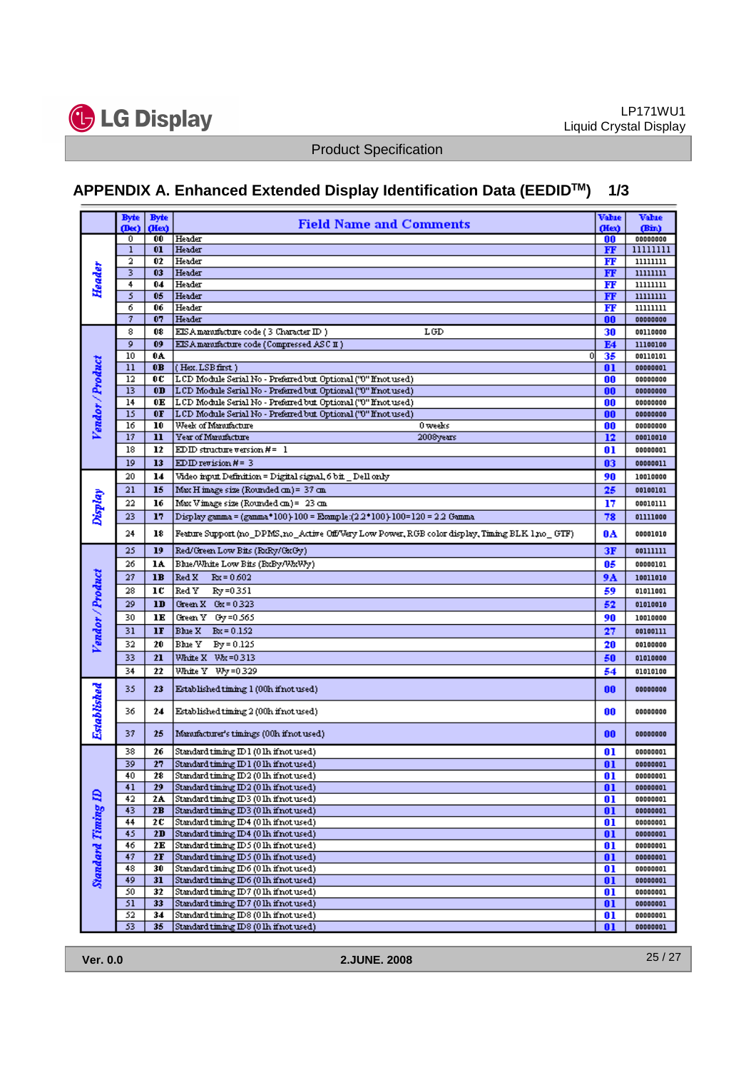## APPENDIX A. Enhanced Extended Display Identification Data (EEDID™) 1/3

| | Byte (Dec) | Byte (Hex) | Field Name and Comments | Value (Hex) | Value (Bin) |
|---|---|---|---|---|---|
| Header | 0 | 00 | Header | 00 | 00000000 |
| | 1 | 01 | Header | FF | 11111111 |
| | 2 | 02 | Header | FF | 11111111 |
| | 3 | 03 | Header | FF | 11111111 |
| | 4 | 04 | Header | FF | 11111111 |
| | 5 | 05 | Header | FF | 11111111 |
| | 6 | 06 | Header | FF | 11111111 |
| | 7 | 07 | Header | 00 | 00000000 |
| Vendor / Product | 8 | 08 | EISA manufacture code ( 3 Character ID ) LGD | 30 | 00110000 |
| | 9 | 09 | EISA manufacture code (Compressed ASC II ) | E4 | 11100100 |
| | 10 | 0A | 0 | 35 | 00110101 |
| | 11 | 0B | ( Hex. LSB first ) | 01 | 00000001 |
| | 12 | 0C | LCD Module Serial No - Preferred but Optional ("0" If not used) | 00 | 00000000 |
| | 13 | 0D | LCD Module Serial No - Preferred but Optional ("0" If not used) | 00 | 00000000 |
| | 14 | 0E | LCD Module Serial No - Preferred but Optional ("0" If not used) | 00 | 00000000 |
| | 15 | 0F | LCD Module Serial No - Preferred but Optional ("0" If not used) | 00 | 00000000 |
| | 16 | 10 | Week of Manufacture 0 weeks | 00 | 00000000 |
| | 17 | 11 | Year of Manufacture 2008 years | 12 | 00010010 |
| | 18 | 12 | EDID structure version # = 1 | 01 | 00000001 |
| | 19 | 13 | EDID revision # = 3 | 03 | 00000011 |
| Display | 20 | 14 | Video input Definition = Digital signal, 6 bit _ Dell only | 90 | 10010000 |
| | 21 | 15 | Max H image size (Rounded cm) = 37 cm | 25 | 00100101 |
| | 22 | 16 | Max V image size (Rounded cm) = 23 cm | 17 | 00010111 |
| | 23 | 17 | Display gamma = (gamma*100)-100 = Example:(2.2*100)-100=120 = 2.2 Gamma | 78 | 01111000 |
| | 24 | 18 | Feature Support (no_DPMS, no_Active Off/Very Low Power, RGB color display, Timing BLK 1, no_ GTF) | 0A | 00001010 |
| Vendor / Product | 25 | 19 | Red/Green Low Bits (RxRy/GxGy) | 3F | 00111111 |
| | 26 | 1A | Blue/White Low Bits (BxBy/WxWy) | 05 | 00000101 |
| | 27 | 1B | Red X Rx = 0.602 | 9A | 10011010 |
| | 28 | 1C | Red Y Ry = 0.351 | 59 | 01011001 |
| | 29 | 1D | Green X Gx = 0.323 | 52 | 01010010 |
| | 30 | 1E | Green Y Gy = 0.565 | 90 | 10010000 |
| | 31 | 1F | Blue X Bx = 0.152 | 27 | 00100111 |
| | 32 | 20 | Blue Y By = 0.125 | 20 | 00100000 |
| | 33 | 21 | White X Wx = 0.313 | 50 | 01010000 |
| | 34 | 22 | White Y Wy = 0.329 | 54 | 01010100 |
| Established | 35 | 23 | Established timing 1 (00h if not used) | 00 | 00000000 |
| | 36 | 24 | Established timing 2 (00h if not used) | 00 | 00000000 |
| | 37 | 25 | Manufacturer's timings (00h if not used) | 00 | 00000000 |
| Standard Timing ID | 38 | 26 | Standard timing ID1 (01h if not used) | 01 | 00000001 |
| | 39 | 27 | Standard timing ID1 (01h if not used) | 01 | 00000001 |
| | 40 | 28 | Standard timing ID2 (01h if not used) | 01 | 00000001 |
| | 41 | 29 | Standard timing ID2 (01h if not used) | 01 | 00000001 |
| | 42 | 2A | Standard timing ID3 (01h if not used) | 01 | 00000001 |
| | 43 | 2B | Standard timing ID3 (01h if not used) | 01 | 00000001 |
| | 44 | 2C | Standard timing ID4 (01h if not used) | 01 | 00000001 |
| | 45 | 2D | Standard timing ID4 (01h if not used) | 01 | 00000001 |
| | 46 | 2E | Standard timing ID5 (01h if not used) | 01 | 00000001 |
| | 47 | 2F | Standard timing ID5 (01h if not used) | 01 | 00000001 |
| | 48 | 30 | Standard timing ID6 (01h if not used) | 01 | 00000001 |
| | 49 | 31 | Standard timing ID6 (01h if not used) | 01 | 00000001 |
| | 50 | 32 | Standard timing ID7 (01h if not used) | 01 | 00000001 |
| | 51 | 33 | Standard timing ID7 (01h if not used) | 01 | 00000001 |
| | 52 | 34 | Standard timing ID8 (01h if not used) | 01 | 00000001 |
| | 53 | 35 | Standard timing ID8 (01h if not used) | 01 | 00000001 |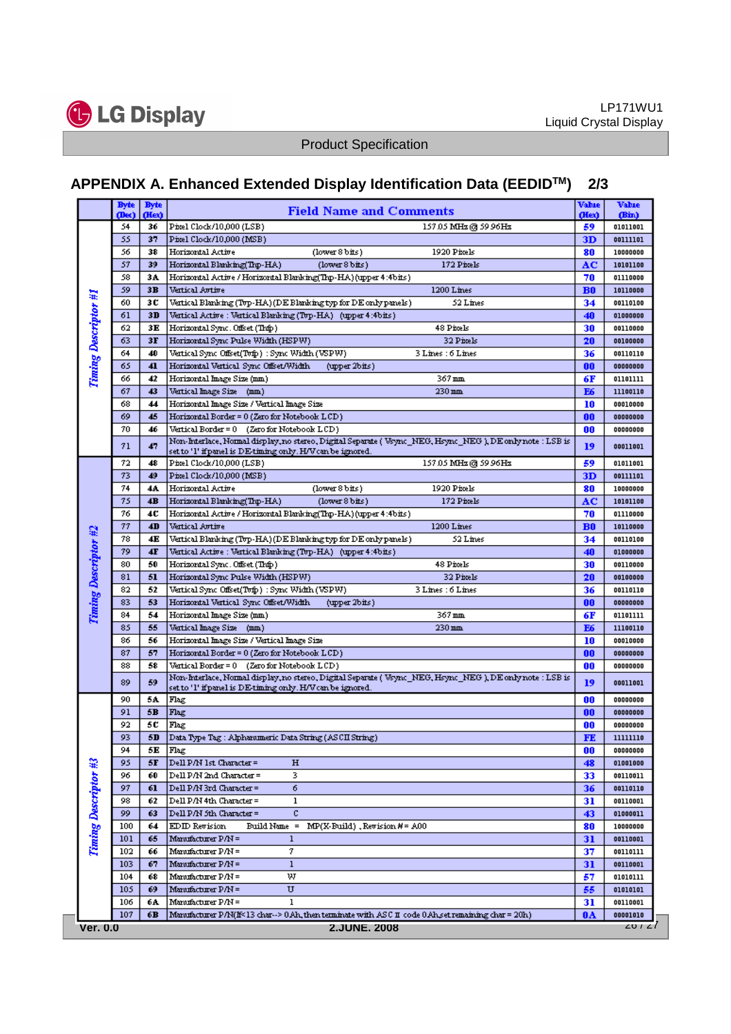## APPENDIX A. Enhanced Extended Display Identification Data (EEDID[TM]) 2/3

| | Byte (Dec) | Byte (Hex) | Field Name and Comments | Value (Hex) | Value (Bin) |
|---|---|---|---|---|---|
| Timing Descriptor #1 | 54 | 36 | Pixel Clock/10,000 (LSB) 157.05 MHz @ 59.96Hz | 59 | 01011001 |
| | 55 | 37 | Pixel Clock/10,000 (MSB) | 3D | 00111101 |
| | 56 | 38 | Horizontal Active (lower 8 bits) 1920 Pixels | 80 | 10000000 |
| | 57 | 39 | Horizontal Blanking(Thp-HA) (lower 8 bits) 172 Pixels | AC | 10101100 |
| | 58 | 3A | Horizontal Active / Horizontal Blanking(Thp-HA) (upper 4:4bits) | 70 | 01110000 |
| | 59 | 3B | Vertical Avtive 1200 Lines | B0 | 10110000 |
| | 60 | 3C | Vertical Blanking (Tvp-HA) (DE Blanking typ for DE only panels) 52 Lines | 34 | 00110100 |
| | 61 | 3D | Vertical Active : Vertical Blanking (Tvp-HA) (upper 4:4bits) | 40 | 01000000 |
| | 62 | 3E | Horizontal Sync. Offset (Thfp) 48 Pixels | 30 | 00110000 |
| | 63 | 3F | Horizontal Sync Pulse Width (HSPW) 32 Pixels | 20 | 00100000 |
| | 64 | 40 | Vertical Sync Offset(Tvfp) : Sync Width (VSPW) 3 Lines : 6 Lines | 36 | 00110110 |
| | 65 | 41 | Horizontal Vertical Sync Offset/Width (upper 2bits) | 00 | 00000000 |
| | 66 | 42 | Horizontal Image Size (mm) 367 mm | 6F | 01101111 |
| | 67 | 43 | Vertical Image Size (mm) 230 mm | E6 | 11100110 |
| | 68 | 44 | Horizontal Image Size / Vertical Image Size | 10 | 00010000 |
| | 69 | 45 | Horizontal Border = 0 (Zero for Notebook LCD) | 00 | 00000000 |
| | 70 | 46 | Vertical Border = 0 (Zero for Notebook LCD) | 00 | 00000000 |
| | 71 | 47 | Non-Interlace, Normal display, no stereo, Digital Separate ( Vsync_NEG, Hsync_NEG ), DE only note : LSB is set to '1' if panel is DE-timing only. H/V can be ignored. | 19 | 00011001 |
| Timing Descriptor #2 | 72 | 48 | Pixel Clock/10,000 (LSB) 157.05 MHz @ 59.96Hz | 59 | 01011001 |
| | 73 | 49 | Pixel Clock/10,000 (MSB) | 3D | 00111101 |
| | 74 | 4A | Horizontal Active (lower 8 bits) 1920 Pixels | 80 | 10000000 |
| | 75 | 4B | Horizontal Blanking(Thp-HA) (lower 8 bits) 172 Pixels | AC | 10101100 |
| | 76 | 4C | Horizontal Active / Horizontal Blanking(Thp-HA) (upper 4:4bits) | 70 | 01110000 |
| | 77 | 4D | Vertical Avtive 1200 Lines | B0 | 10110000 |
| | 78 | 4E | Vertical Blanking (Tvp-HA) (DE Blanking typ for DE only panels) 52 Lines | 34 | 00110100 |
| | 79 | 4F | Vertical Active : Vertical Blanking (Tvp-HA) (upper 4:4bits) | 40 | 01000000 |
| | 80 | 50 | Horizontal Sync. Offset (Thfp) 48 Pixels | 30 | 00110000 |
| | 81 | 51 | Horizontal Sync Pulse Width (HSPW) 32 Pixels | 20 | 00100000 |
| | 82 | 52 | Vertical Sync Offset(Tvfp) : Sync Width (VSPW) 3 Lines : 6 Lines | 36 | 00110110 |
| | 83 | 53 | Horizontal Vertical Sync Offset/Width (upper 2bits) | 00 | 00000000 |
| | 84 | 54 | Horizontal Image Size (mm) 367 mm | 6F | 01101111 |
| | 85 | 55 | Vertical Image Size (mm) 230 mm | E6 | 11100110 |
| | 86 | 56 | Horizontal Image Size / Vertical Image Size | 10 | 00010000 |
| | 87 | 57 | Horizontal Border = 0 (Zero for Notebook LCD) | 00 | 00000000 |
| | 88 | 58 | Vertical Border = 0 (Zero for Notebook LCD) | 00 | 00000000 |
| | 89 | 59 | Non-Interlace, Normal display, no stereo, Digital Separate ( Vsync_NEG, Hsync_NEG ), DE only note : LSB is set to '1' if panel is DE-timing only. H/V can be ignored. | 19 | 00011001 |
| Timing Descriptor #3 | 90 | 5A | Flag | 00 | 00000000 |
| | 91 | 5B | Flag | 00 | 00000000 |
| | 92 | 5C | Flag | 00 | 00000000 |
| | 93 | 5D | Data Type Tag : Alphanumeric Data String (ASCII String) | FE | 11111110 |
| | 94 | 5E | Flag | 00 | 00000000 |
| | 95 | 5F | Dell P/N 1st Character = H | 48 | 01001000 |
| | 96 | 60 | Dell P/N 2nd Character = 3 | 33 | 00110011 |
| | 97 | 61 | Dell P/N 3rd Character = 6 | 36 | 00110110 |
| | 98 | 62 | Dell P/N 4th Character = 1 | 31 | 00110001 |
| | 99 | 63 | Dell P/N 5th Character = C | 43 | 01000011 |
| | 100 | 64 | EDID Revision Build Name = MP(X-Build) , Revision # = A00 | 80 | 10000000 |
| | 101 | 65 | Manufacturer P/N = 1 | 31 | 00110001 |
| | 102 | 66 | Manufacturer P/N = 7 | 37 | 00110111 |
| | 103 | 67 | Manufacturer P/N = 1 | 31 | 00110001 |
| | 104 | 68 | Manufacturer P/N = W | 57 | 01010111 |
| | 105 | 69 | Manufacturer P/N = U | 55 | 01010101 |
| | 106 | 6A | Manufacturer P/N = 1 | 31 | 00110001 |
| | 107 | 6B | Manufacturer P/N(If<13 char--> 0Ah, then terminate with ASC II code 0Ah,set remaining char = 20h) | 0A | 00001010 |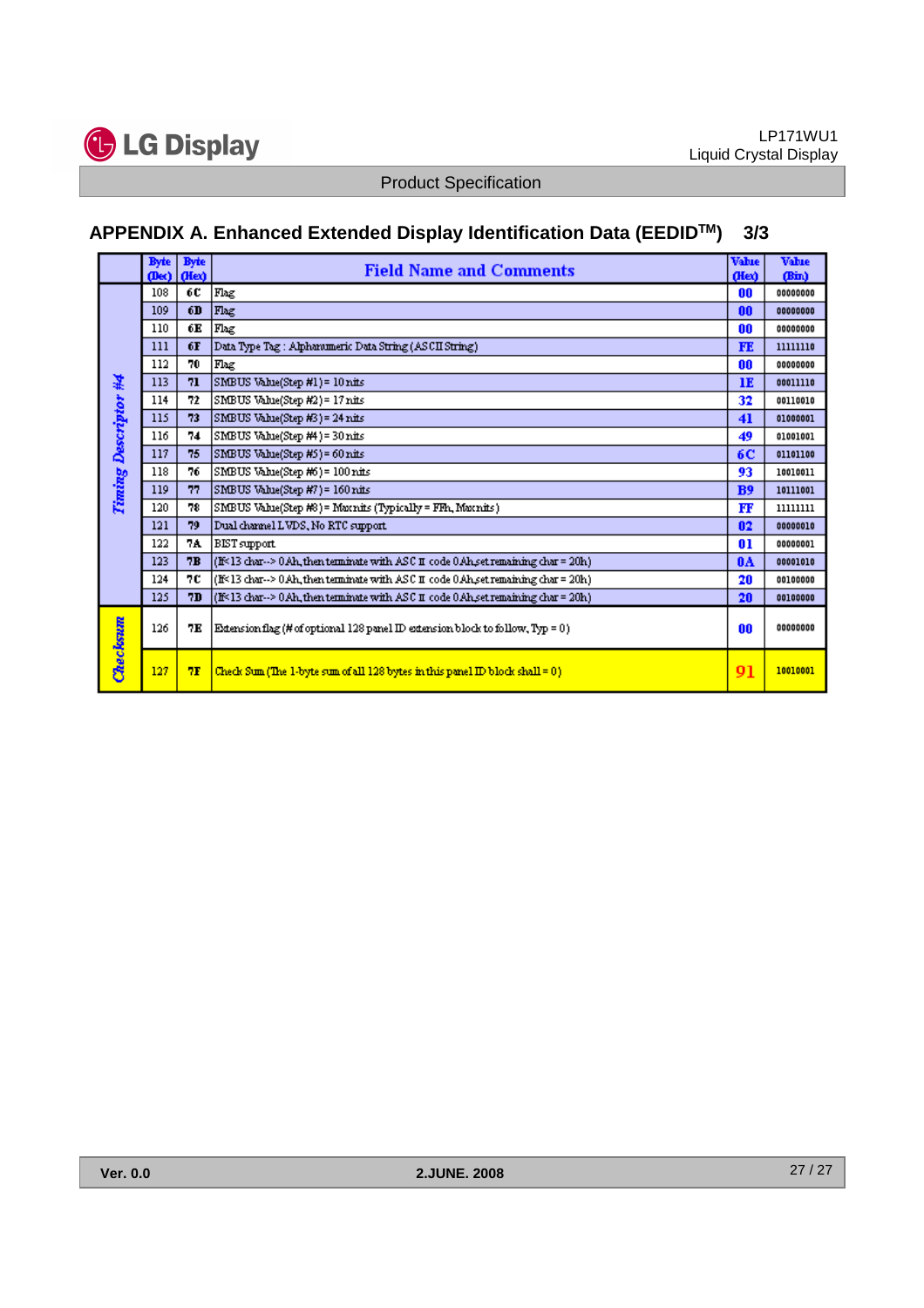## APPENDIX A. Enhanced Extended Display Identification Data (EEDID™) 3/3

| | Byte (Dec) | Byte (Hex) | Field Name and Comments | Value (Hex) | Value (Bin) |
|---|---|---|---|---|---|
| Timing Descriptor #4 | 108 | 6C | Flag | 00 | 00000000 |
| | 109 | 6D | Flag | 00 | 00000000 |
| | 110 | 6E | Flag | 00 | 00000000 |
| | 111 | 6F | Data Type Tag : Alphanumeric Data String (ASCII String) | FE | 11111110 |
| | 112 | 70 | Flag | 00 | 00000000 |
| | 113 | 71 | SMBUS Value(Step #1) = 10 nits | 1E | 00011110 |
| | 114 | 72 | SMBUS Value(Step #2) = 17 nits | 32 | 00110010 |
| | 115 | 73 | SMBUS Value(Step #3) = 24 nits | 41 | 01000001 |
| | 116 | 74 | SMBUS Value(Step #4) = 30 nits | 49 | 01001001 |
| | 117 | 75 | SMBUS Value(Step #5) = 60 nits | 6C | 01101100 |
| | 118 | 76 | SMBUS Value(Step #6) = 100 nits | 93 | 10010011 |
| | 119 | 77 | SMBUS Value(Step #7) = 160 nits | B9 | 10111001 |
| | 120 | 78 | SMBUS Value(Step #8) = Max nits (Typically = FFh, Max nits) | FF | 11111111 |
| | 121 | 79 | Dual channel LVDS, No RTC support | 02 | 00000010 |
| | 122 | 7A | BIST support | 01 | 00000001 |
| | 123 | 7B | (If<13 char--> 0Ah, then terminate with ASC II code 0Ah,set remaining char = 20h) | 0A | 00001010 |
| | 124 | 7C | (If<13 char--> 0Ah, then terminate with ASC II code 0Ah,set remaining char = 20h) | 20 | 00100000 |
| | 125 | 7D | (If<13 char--> 0Ah, then terminate with ASC II code 0Ah,set remaining char = 20h) | 20 | 00100000 |
| Checksum | 126 | 7E | Extension flag (# of optional 128 panel ID extension block to follow, Typ = 0) | 00 | 00000000 |
| | 127 | 7F | Check Sum (The 1-byte sum of all 128 bytes in this panel ID block shall = 0) | 91 | 10010001 |